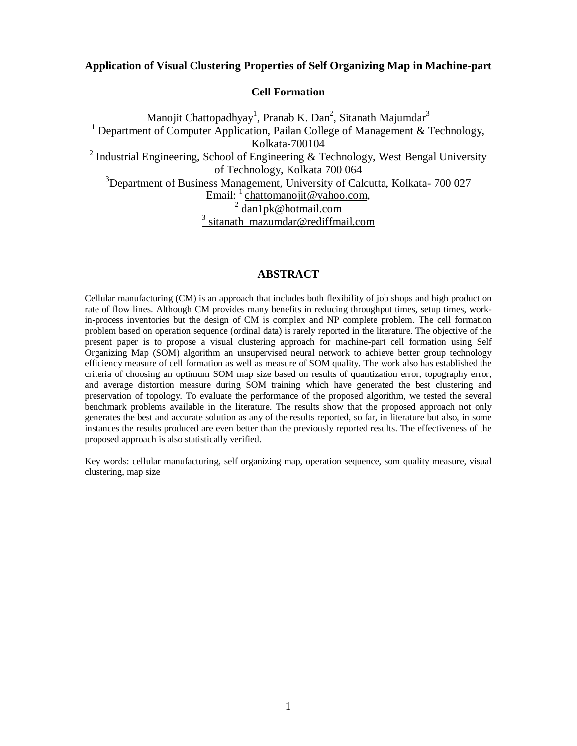# Application of Visual Clustering Properties of Self Organizing Map in Machine-part Cell Formation

Manojit Chattopadhyay[1], Pranab K. Dan[2], Sitanath Majumdar[3]

[1] Department of Computer Application, Pailan College of Management & Technology, Kolkata-700104

[2] Industrial Engineering, School of Engineering & Technology, West Bengal University of Technology, Kolkata 700 064

[3] Department of Business Management, University of Calcutta, Kolkata- 700 027

Email: [1] chattomanojit@yahoo.com,
[2] dan1pk@hotmail.com
[3] sitanath_mazumdar@rediffmail.com

## ABSTRACT

Cellular manufacturing (CM) is an approach that includes both flexibility of job shops and high production rate of flow lines. Although CM provides many benefits in reducing throughput times, setup times, work-in-process inventories but the design of CM is complex and NP complete problem. The cell formation problem based on operation sequence (ordinal data) is rarely reported in the literature. The objective of the present paper is to propose a visual clustering approach for machine-part cell formation using Self Organizing Map (SOM) algorithm an unsupervised neural network to achieve better group technology efficiency measure of cell formation as well as measure of SOM quality. The work also has established the criteria of choosing an optimum SOM map size based on results of quantization error, topography error, and average distortion measure during SOM training which have generated the best clustering and preservation of topology. To evaluate the performance of the proposed algorithm, we tested the several benchmark problems available in the literature. The results show that the proposed approach not only generates the best and accurate solution as any of the results reported, so far, in literature but also, in some instances the results produced are even better than the previously reported results. The effectiveness of the proposed approach is also statistically verified.

Key words: cellular manufacturing, self organizing map, operation sequence, som quality measure, visual clustering, map size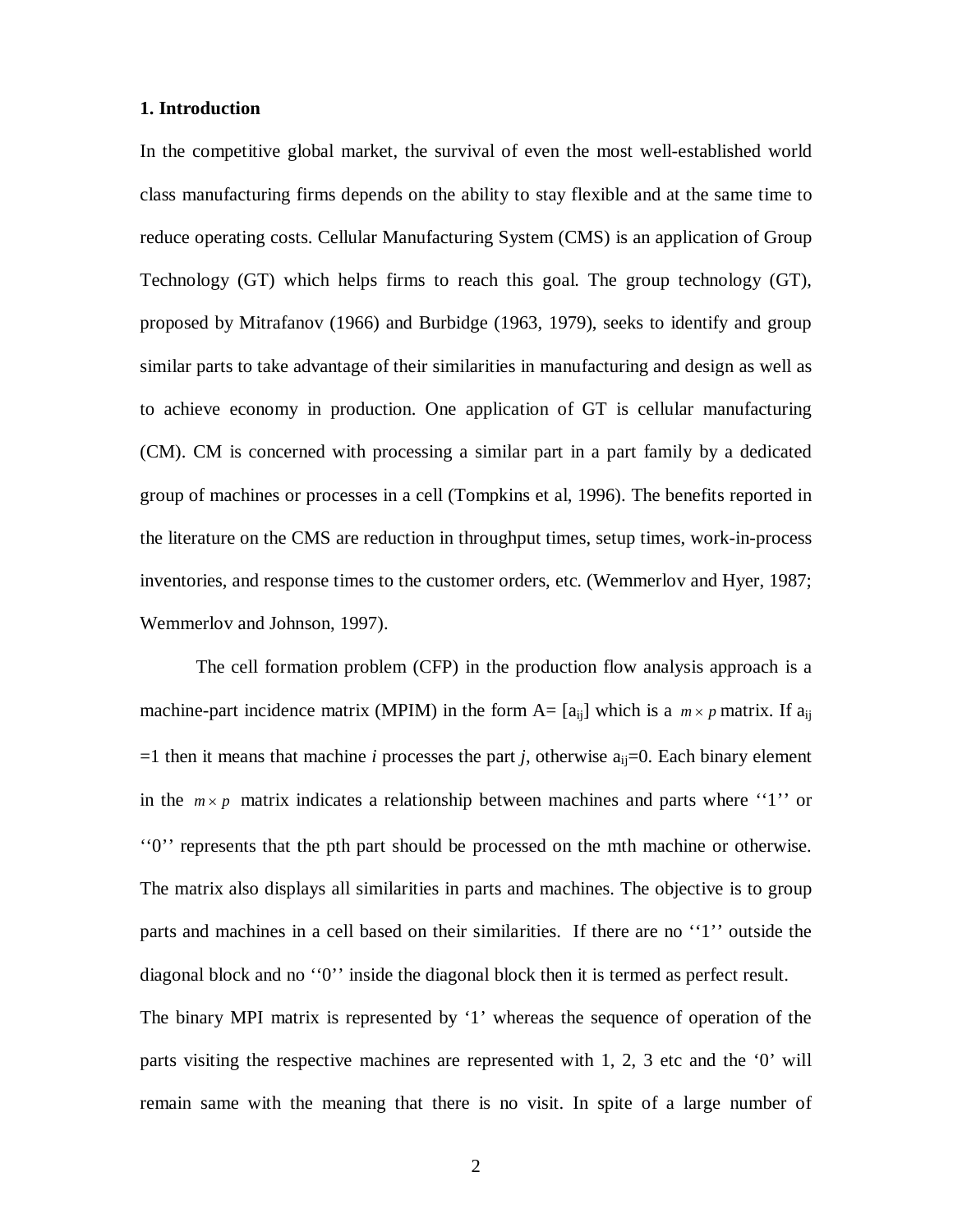## 1. Introduction

In the competitive global market, the survival of even the most well-established world class manufacturing firms depends on the ability to stay flexible and at the same time to reduce operating costs. Cellular Manufacturing System (CMS) is an application of Group Technology (GT) which helps firms to reach this goal. The group technology (GT), proposed by Mitrafanov (1966) and Burbidge (1963, 1979), seeks to identify and group similar parts to take advantage of their similarities in manufacturing and design as well as to achieve economy in production. One application of GT is cellular manufacturing (CM). CM is concerned with processing a similar part in a part family by a dedicated group of machines or processes in a cell (Tompkins et al, 1996). The benefits reported in the literature on the CMS are reduction in throughput times, setup times, work-in-process inventories, and response times to the customer orders, etc. (Wemmerlov and Hyer, 1987; Wemmerlov and Johnson, 1997).

The cell formation problem (CFP) in the production flow analysis approach is a machine-part incidence matrix (MPIM) in the form A= [$a_{ij}$] which is a $m \times p$ matrix. If $a_{ij}$ =1 then it means that machine *i* processes the part *j*, otherwise $a_{ij}$=0. Each binary element in the $m \times p$ matrix indicates a relationship between machines and parts where ''1'' or ''0'' represents that the pth part should be processed on the mth machine or otherwise. The matrix also displays all similarities in parts and machines. The objective is to group parts and machines in a cell based on their similarities. If there are no ''1'' outside the diagonal block and no ''0'' inside the diagonal block then it is termed as perfect result. The binary MPI matrix is represented by '1' whereas the sequence of operation of the parts visiting the respective machines are represented with 1, 2, 3 etc and the '0' will remain same with the meaning that there is no visit. In spite of a large number of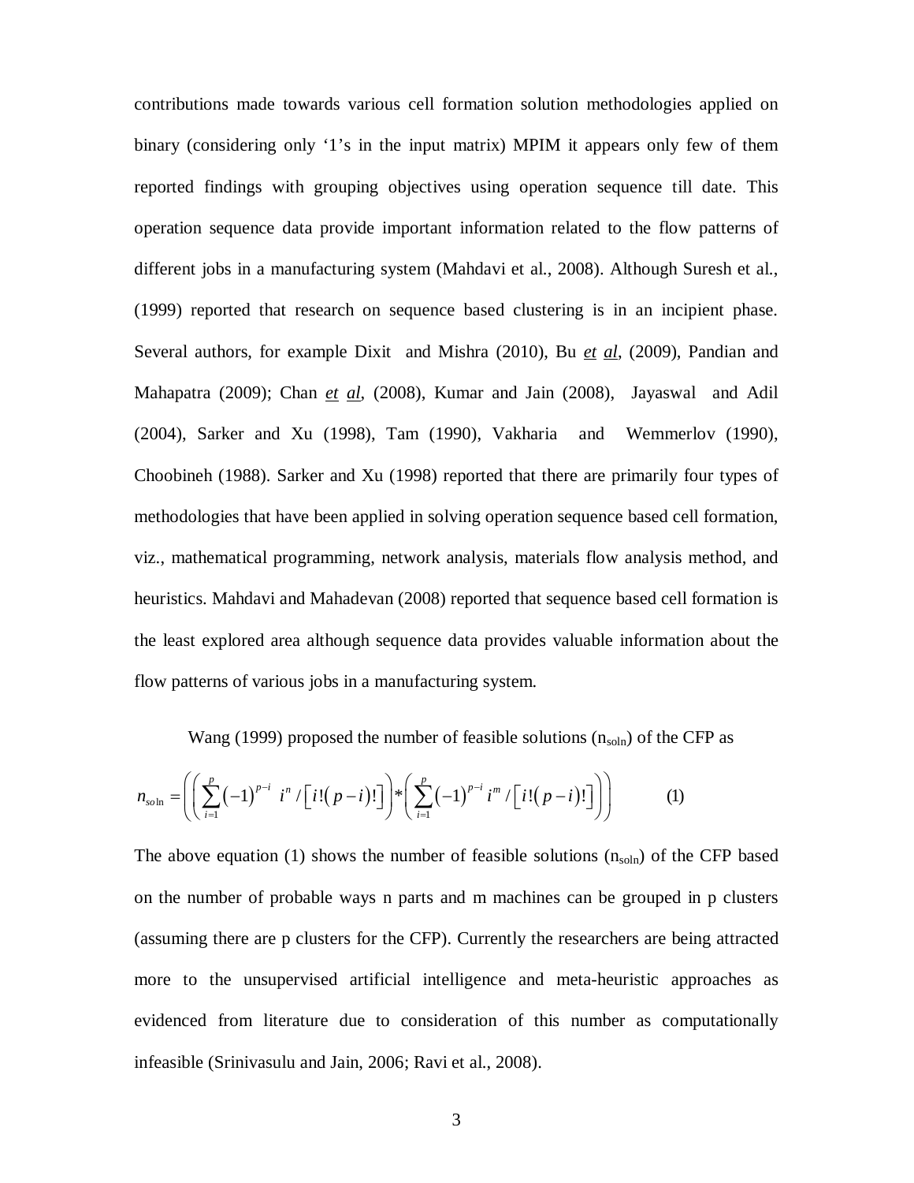contributions made towards various cell formation solution methodologies applied on binary (considering only '1's in the input matrix) MPIM it appears only few of them reported findings with grouping objectives using operation sequence till date. This operation sequence data provide important information related to the flow patterns of different jobs in a manufacturing system (Mahdavi et al., 2008). Although Suresh et al., (1999) reported that research on sequence based clustering is in an incipient phase. Several authors, for example Dixit and Mishra (2010), Bu *et al*, (2009), Pandian and Mahapatra (2009); Chan *et al*, (2008), Kumar and Jain (2008), Jayaswal and Adil (2004), Sarker and Xu (1998), Tam (1990), Vakharia and Wemmerlov (1990), Choobineh (1988). Sarker and Xu (1998) reported that there are primarily four types of methodologies that have been applied in solving operation sequence based cell formation, viz., mathematical programming, network analysis, materials flow analysis method, and heuristics. Mahdavi and Mahadevan (2008) reported that sequence based cell formation is the least explored area although sequence data provides valuable information about the flow patterns of various jobs in a manufacturing system.

Wang (1999) proposed the number of feasible solutions ($n_{soln}$) of the CFP as

$$n_{soln} = \left( \left( \sum_{i=1}^{p} (-1)^{p-i} \; i^{n} / \left[ i!(p-i)! \right] \right) * \left( \sum_{i=1}^{p} (-1)^{p-i} \, i^{m} / \left[ i!(p-i)! \right] \right) \right) \qquad (1)$$

The above equation (1) shows the number of feasible solutions ($n_{soln}$) of the CFP based on the number of probable ways n parts and m machines can be grouped in p clusters (assuming there are p clusters for the CFP). Currently the researchers are being attracted more to the unsupervised artificial intelligence and meta-heuristic approaches as evidenced from literature due to consideration of this number as computationally infeasible (Srinivasulu and Jain, 2006; Ravi et al., 2008).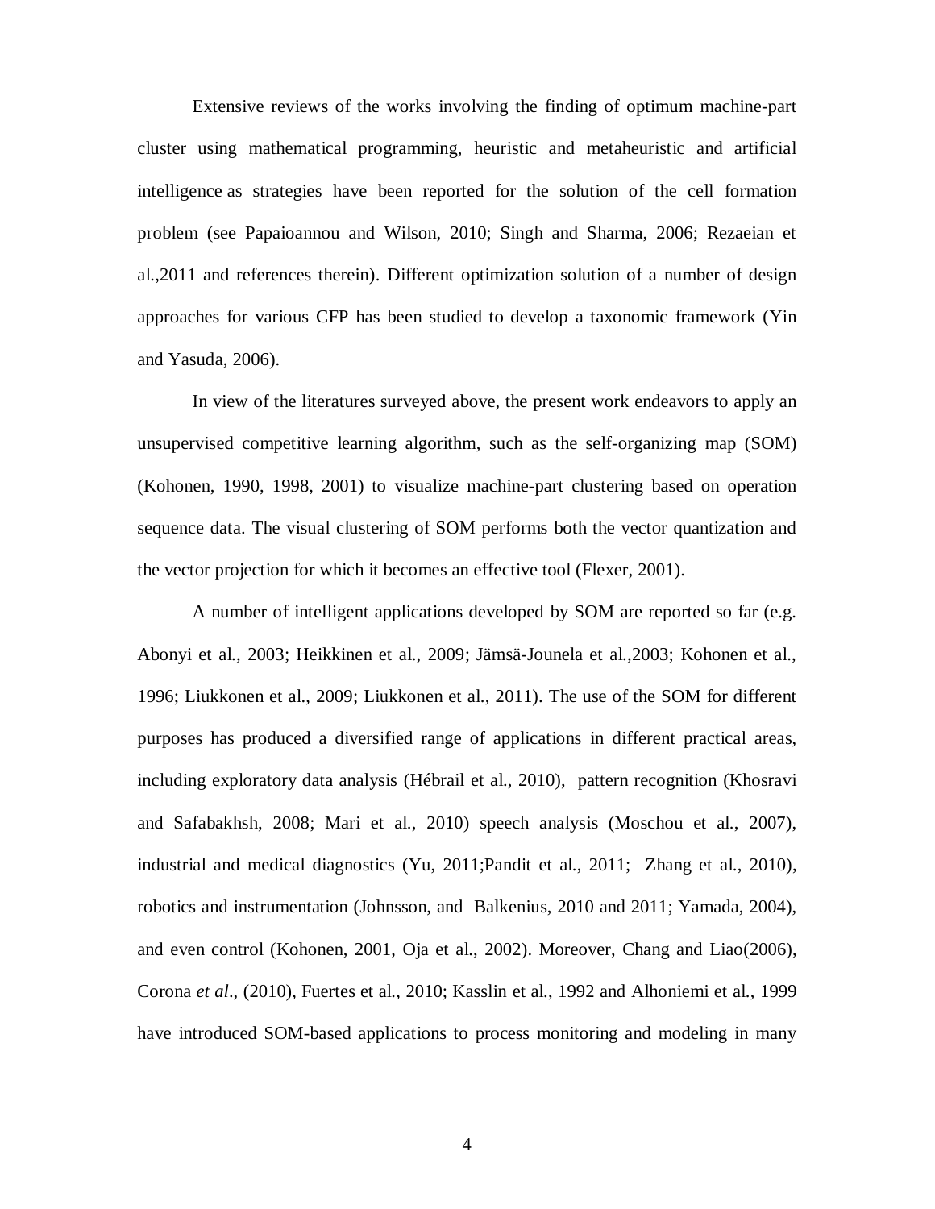Extensive reviews of the works involving the finding of optimum machine-part cluster using mathematical programming, heuristic and metaheuristic and artificial intelligence as strategies have been reported for the solution of the cell formation problem (see Papaioannou and Wilson, 2010; Singh and Sharma, 2006; Rezaeian et al.,2011 and references therein). Different optimization solution of a number of design approaches for various CFP has been studied to develop a taxonomic framework (Yin and Yasuda, 2006).

In view of the literatures surveyed above, the present work endeavors to apply an unsupervised competitive learning algorithm, such as the self-organizing map (SOM) (Kohonen, 1990, 1998, 2001) to visualize machine-part clustering based on operation sequence data. The visual clustering of SOM performs both the vector quantization and the vector projection for which it becomes an effective tool (Flexer, 2001).

A number of intelligent applications developed by SOM are reported so far (e.g. Abonyi et al., 2003; Heikkinen et al., 2009; Jämsä-Jounela et al.,2003; Kohonen et al., 1996; Liukkonen et al., 2009; Liukkonen et al., 2011). The use of the SOM for different purposes has produced a diversified range of applications in different practical areas, including exploratory data analysis (Hébrail et al., 2010), pattern recognition (Khosravi and Safabakhsh, 2008; Mari et al., 2010) speech analysis (Moschou et al., 2007), industrial and medical diagnostics (Yu, 2011;Pandit et al., 2011; Zhang et al., 2010), robotics and instrumentation (Johnsson, and Balkenius, 2010 and 2011; Yamada, 2004), and even control (Kohonen, 2001, Oja et al., 2002). Moreover, Chang and Liao(2006), Corona *et al*., (2010), Fuertes et al., 2010; Kasslin et al., 1992 and Alhoniemi et al., 1999 have introduced SOM-based applications to process monitoring and modeling in many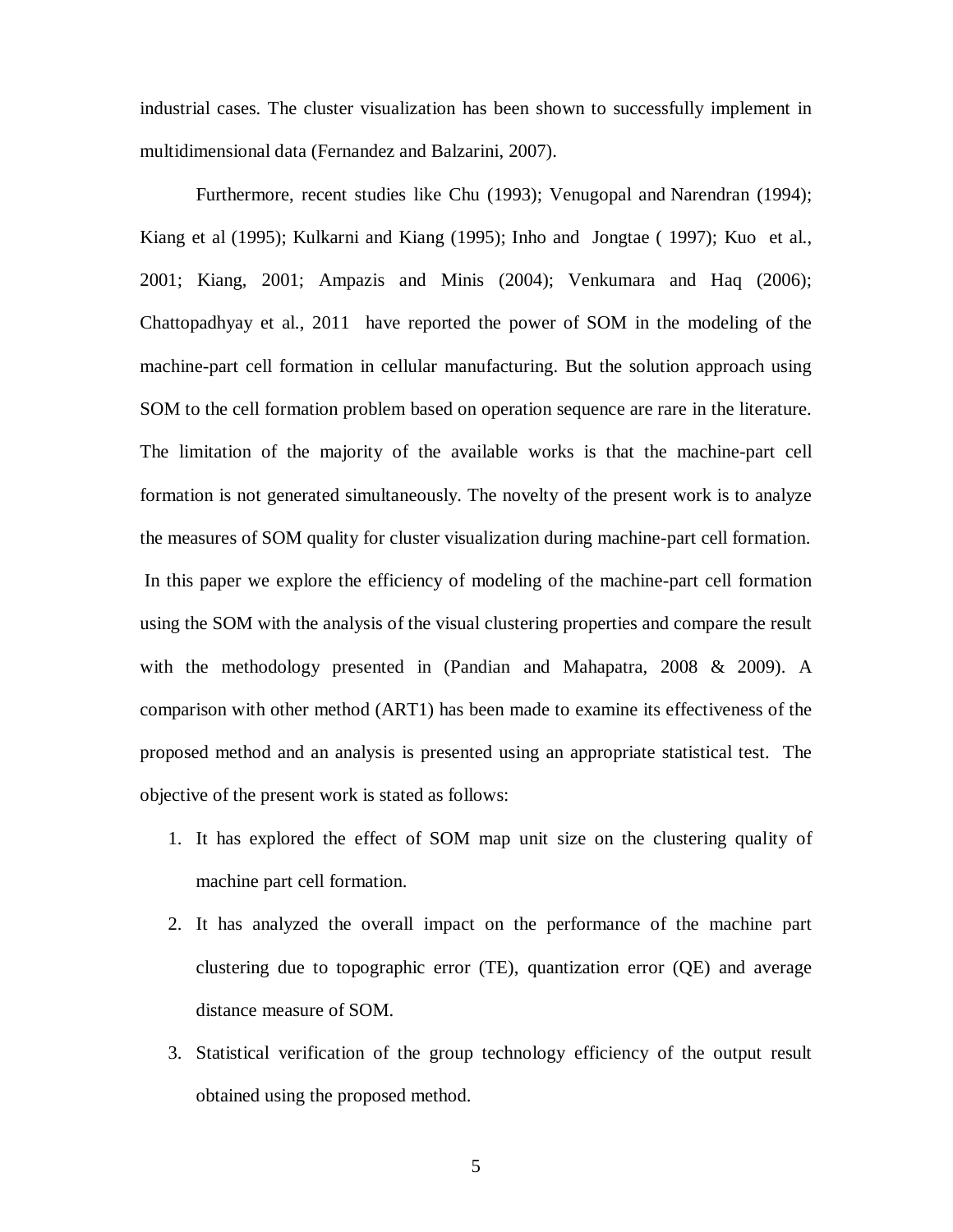industrial cases. The cluster visualization has been shown to successfully implement in multidimensional data (Fernandez and Balzarini, 2007).

Furthermore, recent studies like Chu (1993); Venugopal and Narendran (1994); Kiang et al (1995); Kulkarni and Kiang (1995); Inho and Jongtae ( 1997); Kuo et al., 2001; Kiang, 2001; Ampazis and Minis (2004); Venkumara and Haq (2006); Chattopadhyay et al., 2011 have reported the power of SOM in the modeling of the machine-part cell formation in cellular manufacturing. But the solution approach using SOM to the cell formation problem based on operation sequence are rare in the literature. The limitation of the majority of the available works is that the machine-part cell formation is not generated simultaneously. The novelty of the present work is to analyze the measures of SOM quality for cluster visualization during machine-part cell formation. In this paper we explore the efficiency of modeling of the machine-part cell formation using the SOM with the analysis of the visual clustering properties and compare the result with the methodology presented in (Pandian and Mahapatra, 2008 & 2009). A comparison with other method (ART1) has been made to examine its effectiveness of the proposed method and an analysis is presented using an appropriate statistical test. The objective of the present work is stated as follows:

1. It has explored the effect of SOM map unit size on the clustering quality of machine part cell formation.
2. It has analyzed the overall impact on the performance of the machine part clustering due to topographic error (TE), quantization error (QE) and average distance measure of SOM.
3. Statistical verification of the group technology efficiency of the output result obtained using the proposed method.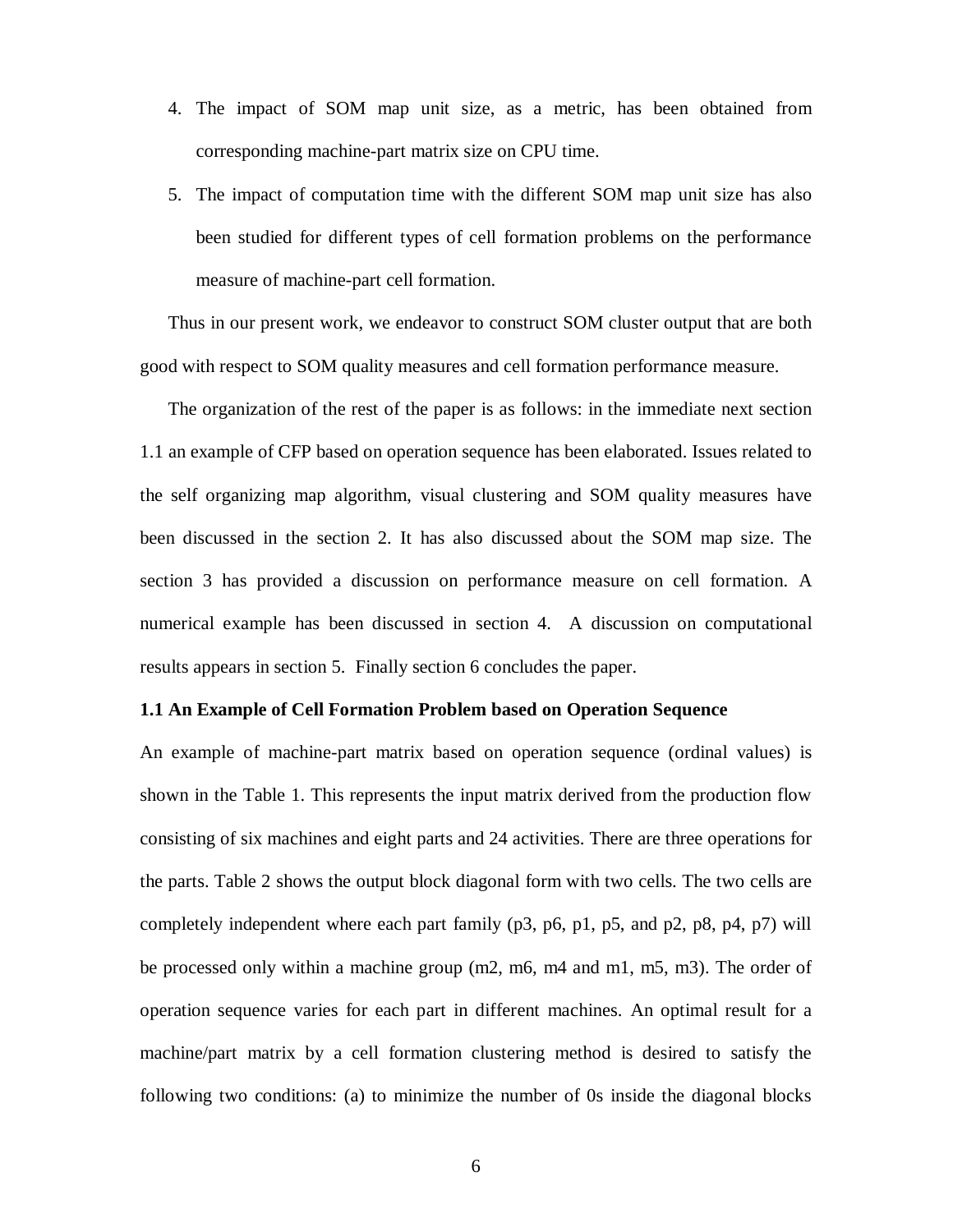4. The impact of SOM map unit size, as a metric, has been obtained from corresponding machine-part matrix size on CPU time.
5. The impact of computation time with the different SOM map unit size has also been studied for different types of cell formation problems on the performance measure of machine-part cell formation.

Thus in our present work, we endeavor to construct SOM cluster output that are both good with respect to SOM quality measures and cell formation performance measure.

The organization of the rest of the paper is as follows: in the immediate next section 1.1 an example of CFP based on operation sequence has been elaborated. Issues related to the self organizing map algorithm, visual clustering and SOM quality measures have been discussed in the section 2. It has also discussed about the SOM map size. The section 3 has provided a discussion on performance measure on cell formation. A numerical example has been discussed in section 4. A discussion on computational results appears in section 5. Finally section 6 concludes the paper.

### 1.1 An Example of Cell Formation Problem based on Operation Sequence

An example of machine-part matrix based on operation sequence (ordinal values) is shown in the Table 1. This represents the input matrix derived from the production flow consisting of six machines and eight parts and 24 activities. There are three operations for the parts. Table 2 shows the output block diagonal form with two cells. The two cells are completely independent where each part family (p3, p6, p1, p5, and p2, p8, p4, p7) will be processed only within a machine group (m2, m6, m4 and m1, m5, m3). The order of operation sequence varies for each part in different machines. An optimal result for a machine/part matrix by a cell formation clustering method is desired to satisfy the following two conditions: (a) to minimize the number of 0s inside the diagonal blocks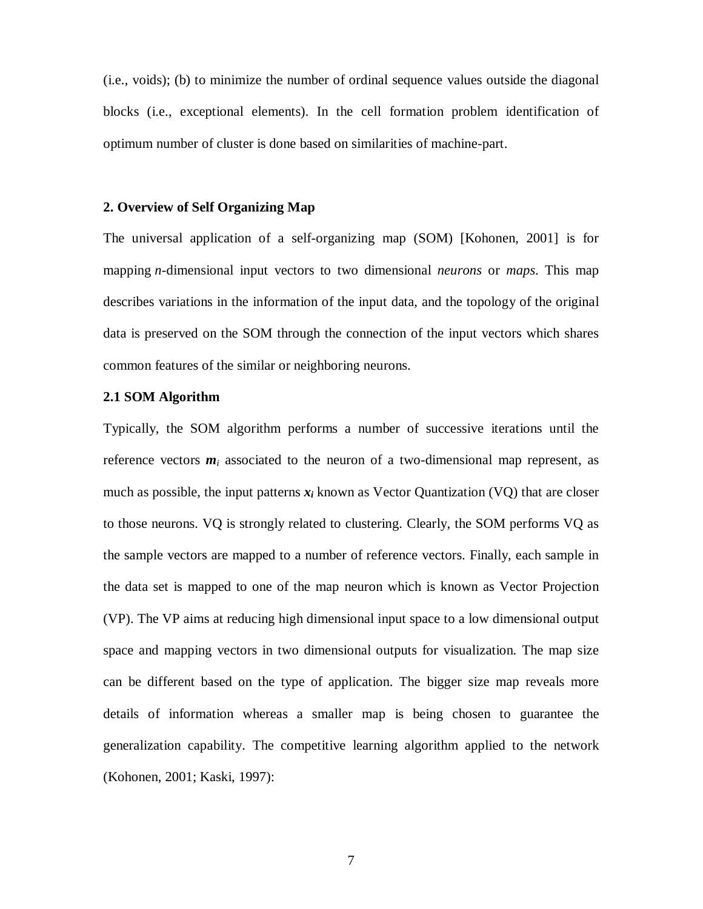(i.e., voids); (b) to minimize the number of ordinal sequence values outside the diagonal blocks (i.e., exceptional elements). In the cell formation problem identification of optimum number of cluster is done based on similarities of machine-part.

## 2. Overview of Self Organizing Map

The universal application of a self-organizing map (SOM) [Kohonen, 2001] is for mapping *n*-dimensional input vectors to two dimensional *neurons* or *maps*. This map describes variations in the information of the input data, and the topology of the original data is preserved on the SOM through the connection of the input vectors which shares common features of the similar or neighboring neurons.

### 2.1 SOM Algorithm

Typically, the SOM algorithm performs a number of successive iterations until the reference vectors $\boldsymbol{m}_i$ associated to the neuron of a two-dimensional map represent, as much as possible, the input patterns $\boldsymbol{x}_i$ known as Vector Quantization (VQ) that are closer to those neurons. VQ is strongly related to clustering. Clearly, the SOM performs VQ as the sample vectors are mapped to a number of reference vectors. Finally, each sample in the data set is mapped to one of the map neuron which is known as Vector Projection (VP). The VP aims at reducing high dimensional input space to a low dimensional output space and mapping vectors in two dimensional outputs for visualization. The map size can be different based on the type of application. The bigger size map reveals more details of information whereas a smaller map is being chosen to guarantee the generalization capability. The competitive learning algorithm applied to the network (Kohonen, 2001; Kaski, 1997):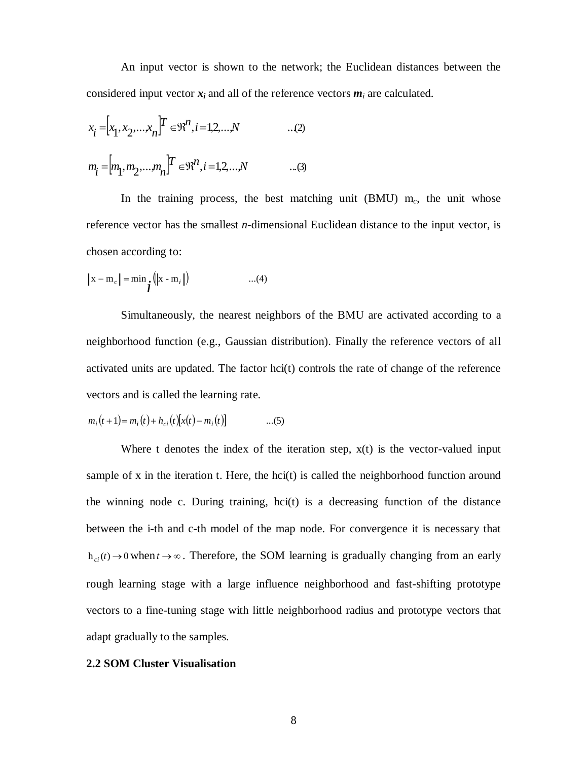An input vector is shown to the network; the Euclidean distances between the considered input vector $\boldsymbol{x_i}$ and all of the reference vectors $\boldsymbol{m}_i$ are calculated.

$$x_i = \left[x_1, x_2, \ldots, x_n\right]^T \in \Re^n, i = 1,2,\ldots,N \qquad \ldots(2)$$

$$m_i = \left[m_1, m_2, \ldots, m_n\right]^T \in \Re^n, i = 1,2,\ldots,N \qquad \ldots(3)$$

In the training process, the best matching unit (BMU) $m_c$, the unit whose reference vector has the smallest $n$-dimensional Euclidean distance to the input vector, is chosen according to:

$$\left\| x - m_c \right\| = \min_i \left( \left\| x - m_i \right\| \right) \qquad \ldots(4)$$

Simultaneously, the nearest neighbors of the BMU are activated according to a neighborhood function (e.g., Gaussian distribution). Finally the reference vectors of all activated units are updated. The factor hci(t) controls the rate of change of the reference vectors and is called the learning rate.

$$m_i(t+1) = m_i(t) + h_{ci}(t)\left[x(t) - m_i(t)\right] \qquad \ldots(5)$$

Where t denotes the index of the iteration step, x(t) is the vector-valued input sample of x in the iteration t. Here, the hci(t) is called the neighborhood function around the winning node c. During training, hci(t) is a decreasing function of the distance between the i-th and c-th model of the map node. For convergence it is necessary that $h_{ci}(t) \rightarrow 0$ when $t \rightarrow \infty$. Therefore, the SOM learning is gradually changing from an early rough learning stage with a large influence neighborhood and fast-shifting prototype vectors to a fine-tuning stage with little neighborhood radius and prototype vectors that adapt gradually to the samples.

### 2.2 SOM Cluster Visualisation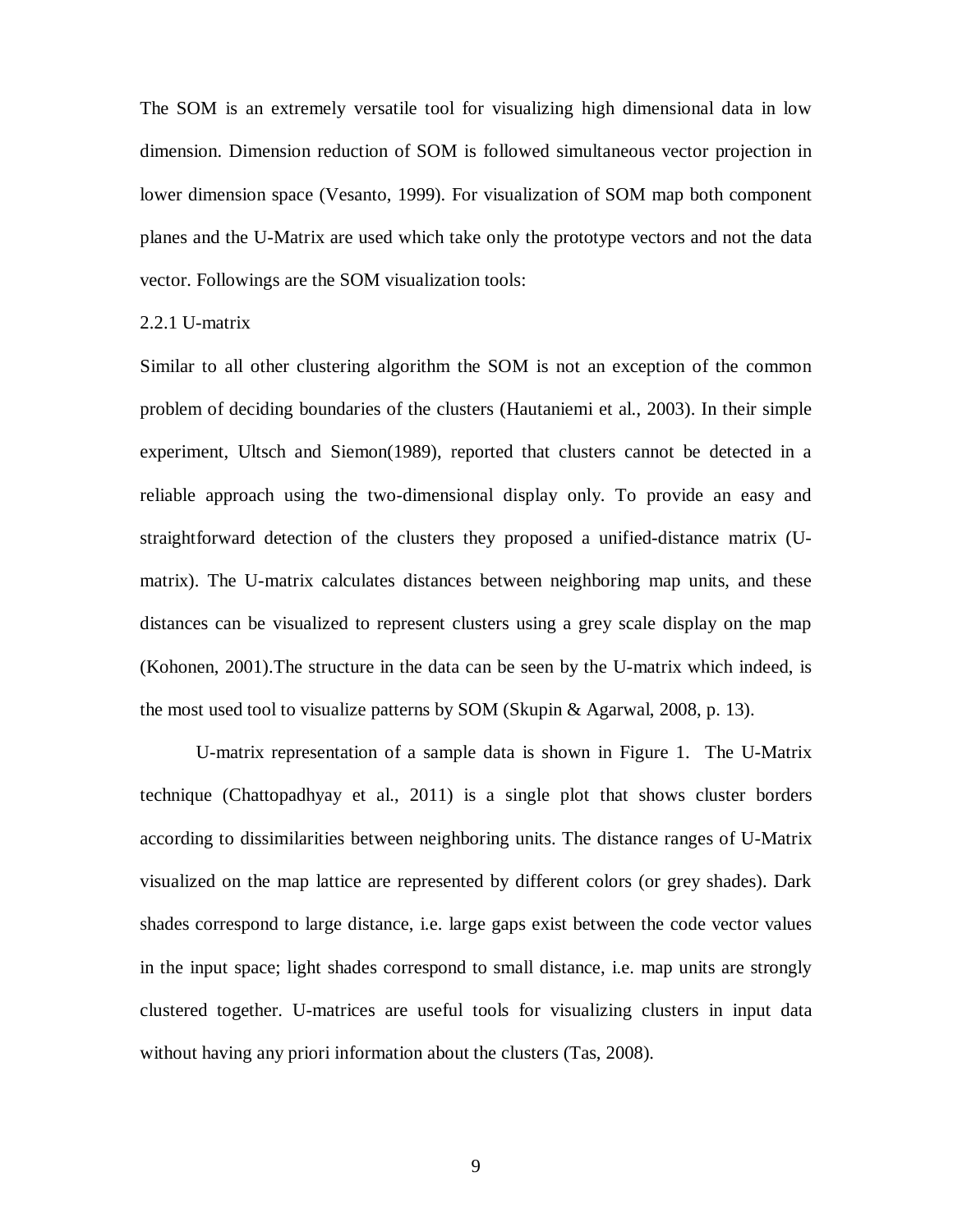The SOM is an extremely versatile tool for visualizing high dimensional data in low dimension. Dimension reduction of SOM is followed simultaneous vector projection in lower dimension space (Vesanto, 1999). For visualization of SOM map both component planes and the U-Matrix are used which take only the prototype vectors and not the data vector. Followings are the SOM visualization tools:

### 2.2.1 U-matrix

Similar to all other clustering algorithm the SOM is not an exception of the common problem of deciding boundaries of the clusters (Hautaniemi et al., 2003). In their simple experiment, Ultsch and Siemon(1989), reported that clusters cannot be detected in a reliable approach using the two-dimensional display only. To provide an easy and straightforward detection of the clusters they proposed a unified-distance matrix (U-matrix). The U-matrix calculates distances between neighboring map units, and these distances can be visualized to represent clusters using a grey scale display on the map (Kohonen, 2001).The structure in the data can be seen by the U-matrix which indeed, is the most used tool to visualize patterns by SOM (Skupin & Agarwal, 2008, p. 13).

U-matrix representation of a sample data is shown in Figure 1. The U-Matrix technique (Chattopadhyay et al., 2011) is a single plot that shows cluster borders according to dissimilarities between neighboring units. The distance ranges of U-Matrix visualized on the map lattice are represented by different colors (or grey shades). Dark shades correspond to large distance, i.e. large gaps exist between the code vector values in the input space; light shades correspond to small distance, i.e. map units are strongly clustered together. U-matrices are useful tools for visualizing clusters in input data without having any priori information about the clusters (Tas, 2008).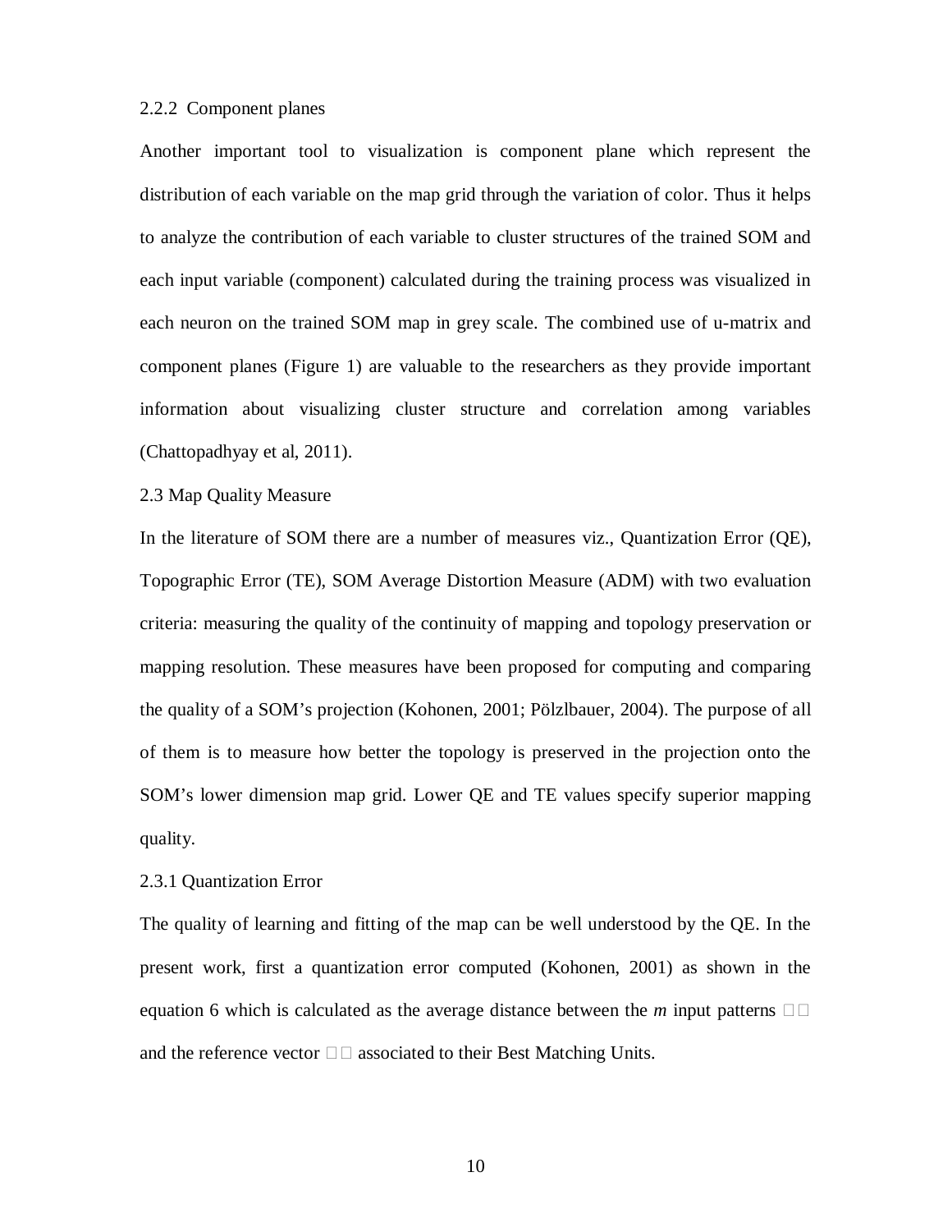### 2.2.2 Component planes

Another important tool to visualization is component plane which represent the distribution of each variable on the map grid through the variation of color. Thus it helps to analyze the contribution of each variable to cluster structures of the trained SOM and each input variable (component) calculated during the training process was visualized in each neuron on the trained SOM map in grey scale. The combined use of u-matrix and component planes (Figure 1) are valuable to the researchers as they provide important information about visualizing cluster structure and correlation among variables (Chattopadhyay et al, 2011).

## 2.3 Map Quality Measure

In the literature of SOM there are a number of measures viz., Quantization Error (QE), Topographic Error (TE), SOM Average Distortion Measure (ADM) with two evaluation criteria: measuring the quality of the continuity of mapping and topology preservation or mapping resolution. These measures have been proposed for computing and comparing the quality of a SOM's projection (Kohonen, 2001; Pölzlbauer, 2004). The purpose of all of them is to measure how better the topology is preserved in the projection onto the SOM's lower dimension map grid. Lower QE and TE values specify superior mapping quality.

### 2.3.1 Quantization Error

The quality of learning and fitting of the map can be well understood by the QE. In the present work, first a quantization error computed (Kohonen, 2001) as shown in the equation 6 which is calculated as the average distance between the *m* input patterns and the reference vector associated to their Best Matching Units.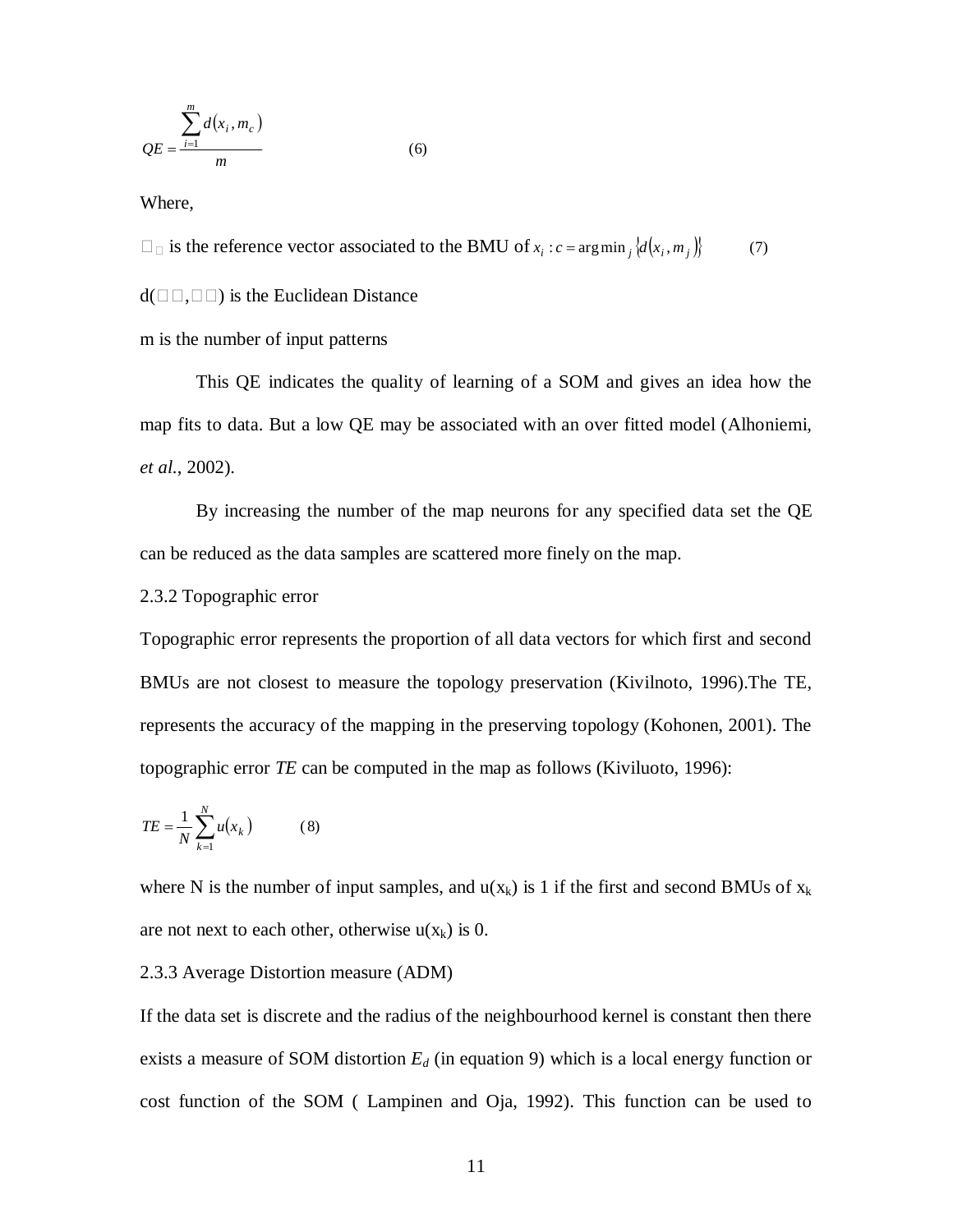$$QE = \frac{\sum_{i=1}^{m} d(x_i, m_c)}{m} \qquad (6)$$

Where,

$m_c$ is the reference vector associated to the BMU of $x_i : c = \arg\min_j \{d(x_i, m_j)\}$ (7)

$d(x_i, m_c)$ is the Euclidean Distance

m is the number of input patterns

This QE indicates the quality of learning of a SOM and gives an idea how the map fits to data. But a low QE may be associated with an over fitted model (Alhoniemi, *et al.*, 2002).

By increasing the number of the map neurons for any specified data set the QE can be reduced as the data samples are scattered more finely on the map.

### 2.3.2 Topographic error

Topographic error represents the proportion of all data vectors for which first and second BMUs are not closest to measure the topology preservation (Kivilnoto, 1996).The TE, represents the accuracy of the mapping in the preserving topology (Kohonen, 2001). The topographic error *TE* can be computed in the map as follows (Kiviluoto, 1996):

$$TE = \frac{1}{N} \sum_{k=1}^{N} u(x_k) \qquad (8)$$

where N is the number of input samples, and $u(x_k)$ is 1 if the first and second BMUs of $x_k$ are not next to each other, otherwise $u(x_k)$ is 0.

### 2.3.3 Average Distortion measure (ADM)

If the data set is discrete and the radius of the neighbourhood kernel is constant then there exists a measure of SOM distortion $E_d$ (in equation 9) which is a local energy function or cost function of the SOM ( Lampinen and Oja, 1992). This function can be used to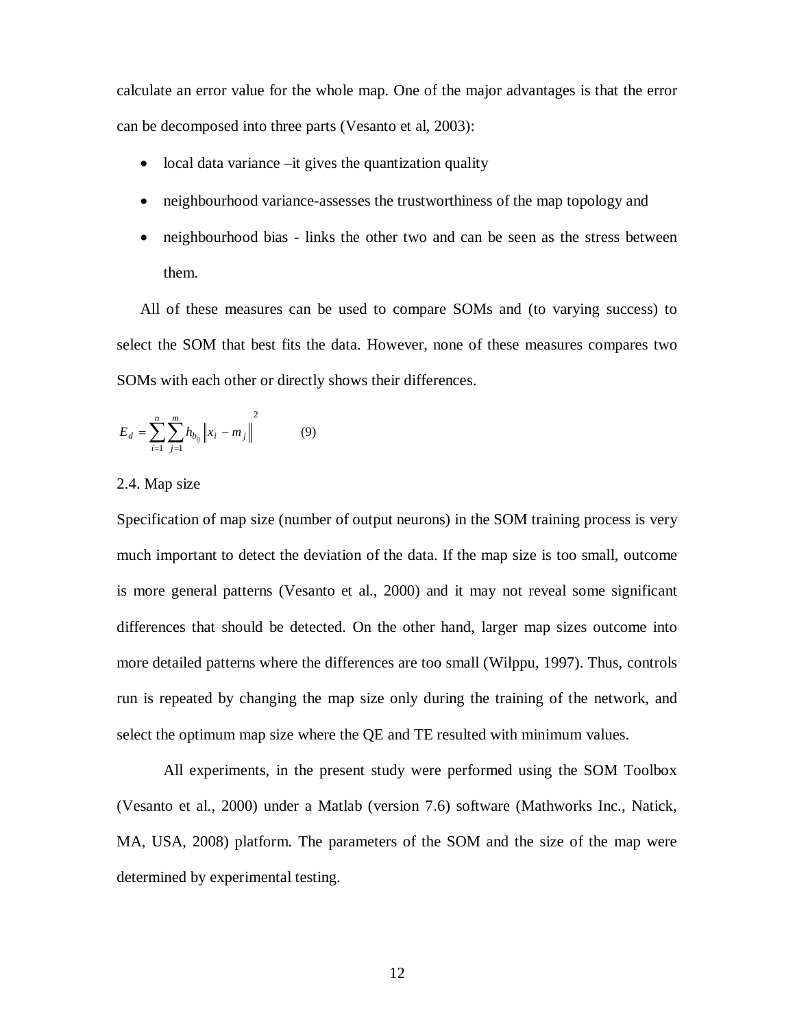calculate an error value for the whole map. One of the major advantages is that the error can be decomposed into three parts (Vesanto et al, 2003):

- local data variance –it gives the quantization quality
- neighbourhood variance-assesses the trustworthiness of the map topology and
- neighbourhood bias - links the other two and can be seen as the stress between them.

All of these measures can be used to compare SOMs and (to varying success) to select the SOM that best fits the data. However, none of these measures compares two SOMs with each other or directly shows their differences.

$$E_d = \sum_{i=1}^{n} \sum_{j=1}^{m} h_{b_{ij}} \left\| x_i - m_j \right\|^2 \qquad (9)$$

## 2.4. Map size

Specification of map size (number of output neurons) in the SOM training process is very much important to detect the deviation of the data. If the map size is too small, outcome is more general patterns (Vesanto et al., 2000) and it may not reveal some significant differences that should be detected. On the other hand, larger map sizes outcome into more detailed patterns where the differences are too small (Wilppu, 1997). Thus, controls run is repeated by changing the map size only during the training of the network, and select the optimum map size where the QE and TE resulted with minimum values.

All experiments, in the present study were performed using the SOM Toolbox (Vesanto et al., 2000) under a Matlab (version 7.6) software (Mathworks Inc., Natick, MA, USA, 2008) platform. The parameters of the SOM and the size of the map were determined by experimental testing.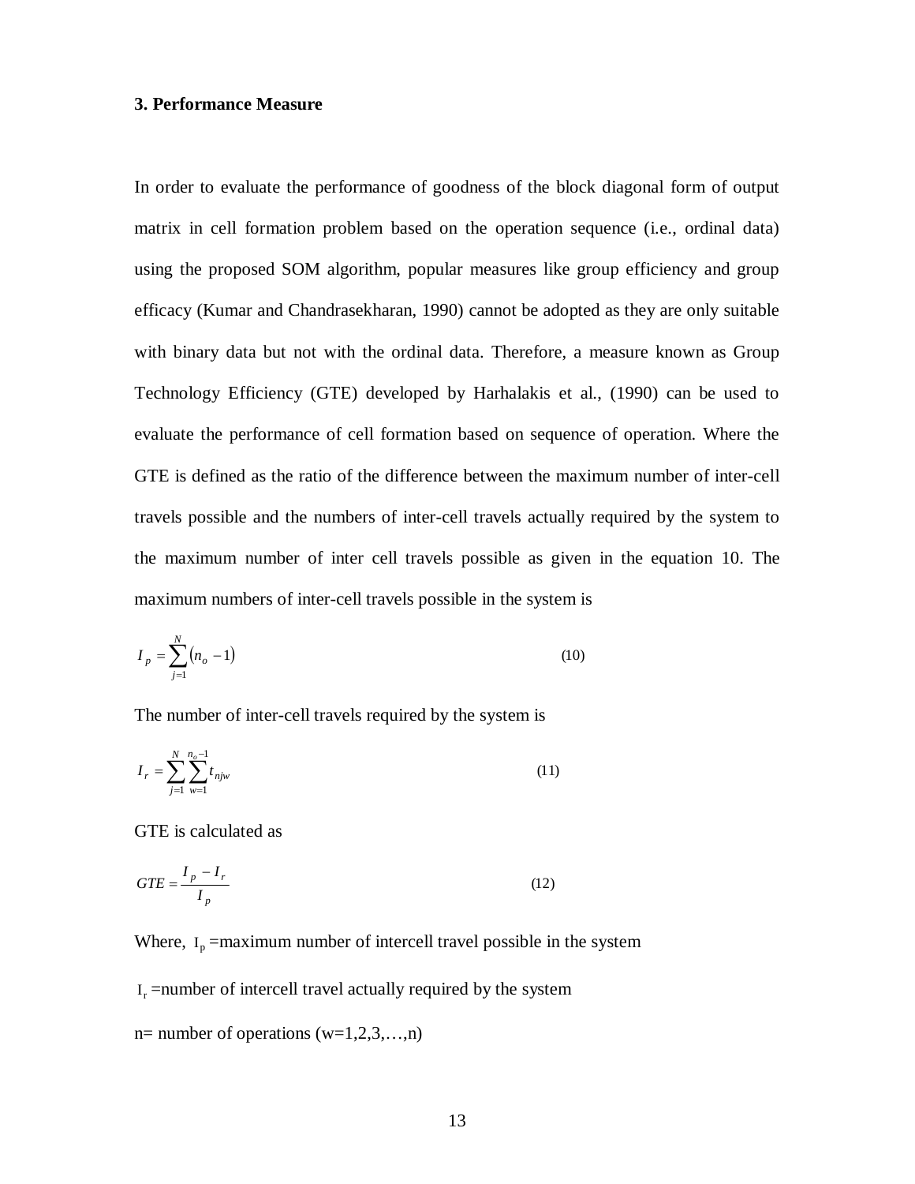### 3. Performance Measure

In order to evaluate the performance of goodness of the block diagonal form of output matrix in cell formation problem based on the operation sequence (i.e., ordinal data) using the proposed SOM algorithm, popular measures like group efficiency and group efficacy (Kumar and Chandrasekharan, 1990) cannot be adopted as they are only suitable with binary data but not with the ordinal data. Therefore, a measure known as Group Technology Efficiency (GTE) developed by Harhalakis et al., (1990) can be used to evaluate the performance of cell formation based on sequence of operation. Where the GTE is defined as the ratio of the difference between the maximum number of inter-cell travels possible and the numbers of inter-cell travels actually required by the system to the maximum number of inter cell travels possible as given in the equation 10. The maximum numbers of inter-cell travels possible in the system is

$$I_p = \sum_{j=1}^{N} (n_o - 1) \qquad (10)$$

The number of inter-cell travels required by the system is

$$I_r = \sum_{j=1}^{N} \sum_{w=1}^{n_o - 1} t_{njw} \qquad (11)$$

GTE is calculated as

$$GTE = \frac{I_p - I_r}{I_p} \qquad (12)$$

Where, $I_p$ =maximum number of intercell travel possible in the system

$I_r$ =number of intercell travel actually required by the system

n= number of operations (w=1,2,3,…,n)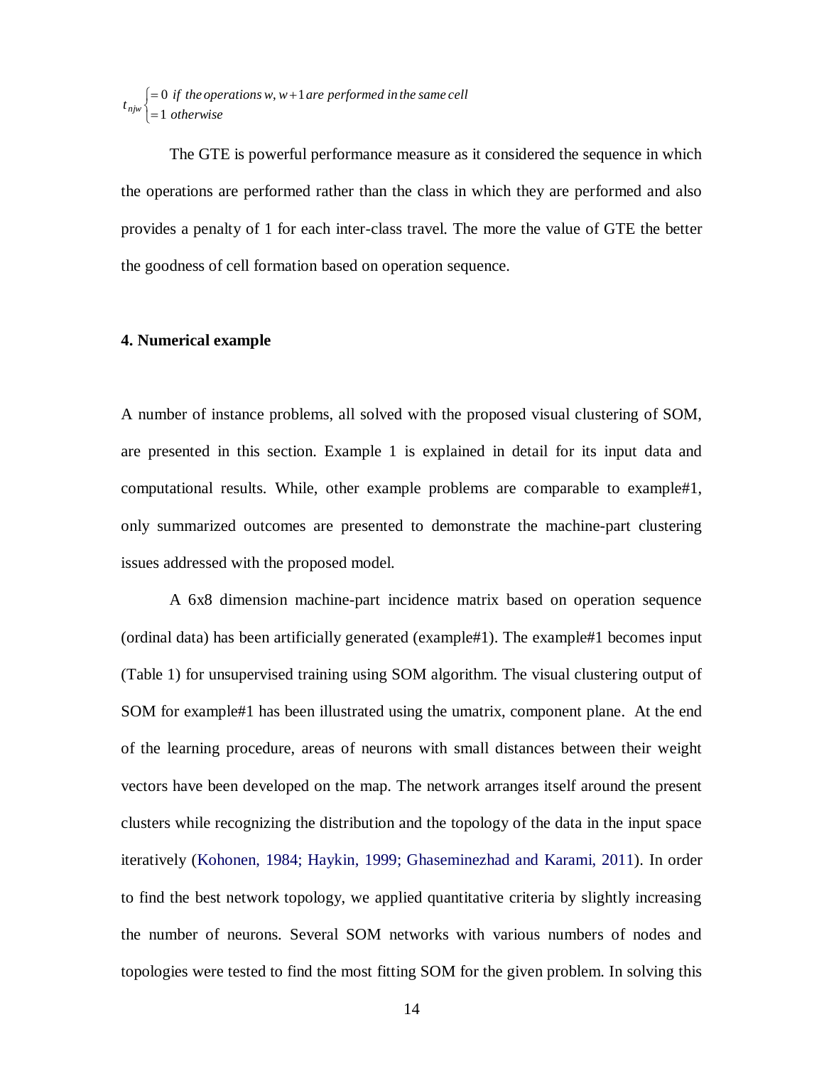$$t_{njw} \begin{cases} = 0 \; \text{if the operations } w, w+1 \text{ are performed in the same cell} \\ = 1 \; \text{otherwise} \end{cases}$$

The GTE is powerful performance measure as it considered the sequence in which the operations are performed rather than the class in which they are performed and also provides a penalty of 1 for each inter-class travel. The more the value of GTE the better the goodness of cell formation based on operation sequence.

## 4. Numerical example

A number of instance problems, all solved with the proposed visual clustering of SOM, are presented in this section. Example 1 is explained in detail for its input data and computational results. While, other example problems are comparable to example#1, only summarized outcomes are presented to demonstrate the machine-part clustering issues addressed with the proposed model.

A 6x8 dimension machine-part incidence matrix based on operation sequence (ordinal data) has been artificially generated (example#1). The example#1 becomes input (Table 1) for unsupervised training using SOM algorithm. The visual clustering output of SOM for example#1 has been illustrated using the umatrix, component plane. At the end of the learning procedure, areas of neurons with small distances between their weight vectors have been developed on the map. The network arranges itself around the present clusters while recognizing the distribution and the topology of the data in the input space iteratively (Kohonen, 1984; Haykin, 1999; Ghaseminezhad and Karami, 2011). In order to find the best network topology, we applied quantitative criteria by slightly increasing the number of neurons. Several SOM networks with various numbers of nodes and topologies were tested to find the most fitting SOM for the given problem. In solving this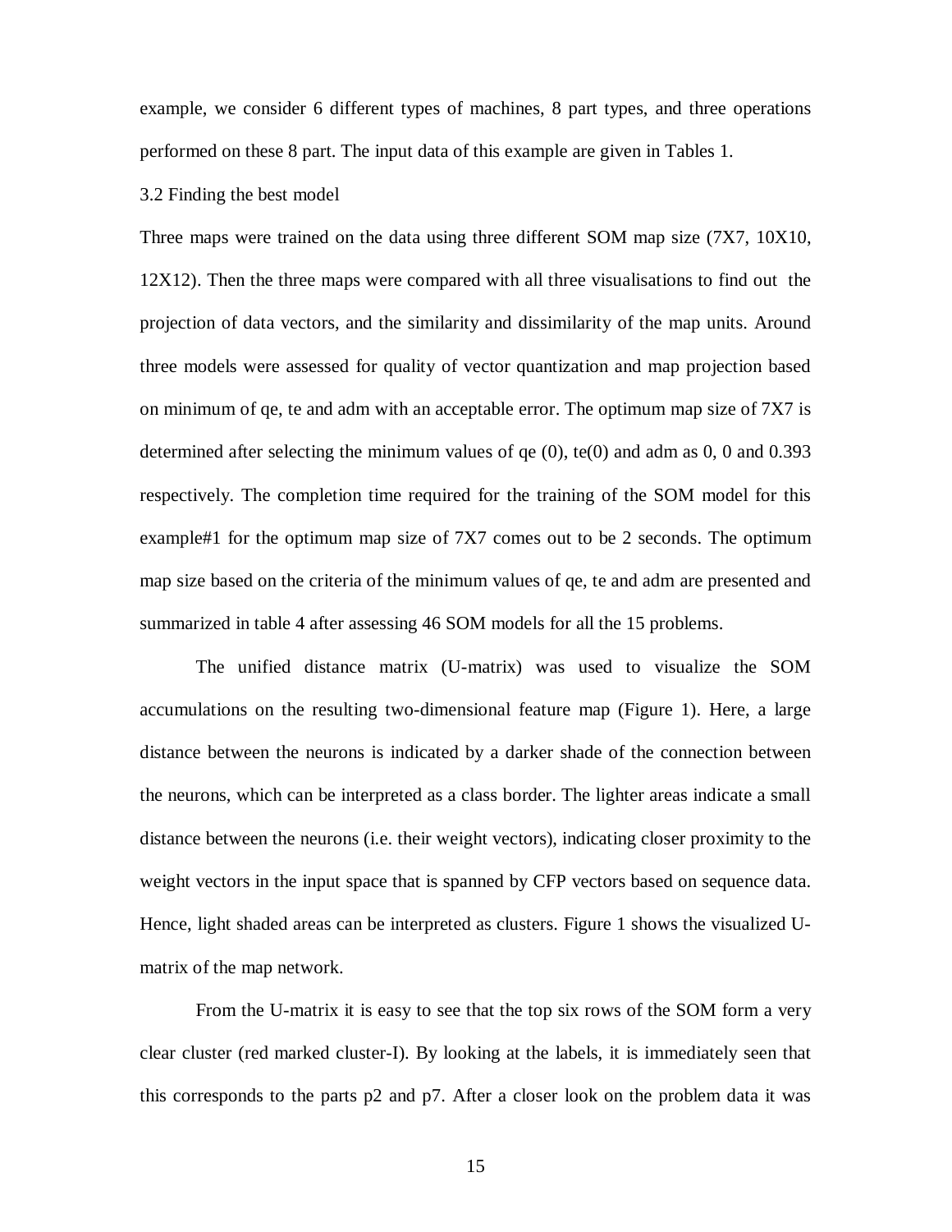example, we consider 6 different types of machines, 8 part types, and three operations performed on these 8 part. The input data of this example are given in Tables 1.

### 3.2 Finding the best model

Three maps were trained on the data using three different SOM map size (7X7, 10X10, 12X12). Then the three maps were compared with all three visualisations to find out the projection of data vectors, and the similarity and dissimilarity of the map units. Around three models were assessed for quality of vector quantization and map projection based on minimum of qe, te and adm with an acceptable error. The optimum map size of 7X7 is determined after selecting the minimum values of qe (0), te(0) and adm as 0, 0 and 0.393 respectively. The completion time required for the training of the SOM model for this example#1 for the optimum map size of 7X7 comes out to be 2 seconds. The optimum map size based on the criteria of the minimum values of qe, te and adm are presented and summarized in table 4 after assessing 46 SOM models for all the 15 problems.

The unified distance matrix (U-matrix) was used to visualize the SOM accumulations on the resulting two-dimensional feature map (Figure 1). Here, a large distance between the neurons is indicated by a darker shade of the connection between the neurons, which can be interpreted as a class border. The lighter areas indicate a small distance between the neurons (i.e. their weight vectors), indicating closer proximity to the weight vectors in the input space that is spanned by CFP vectors based on sequence data. Hence, light shaded areas can be interpreted as clusters. Figure 1 shows the visualized U-matrix of the map network.

From the U-matrix it is easy to see that the top six rows of the SOM form a very clear cluster (red marked cluster-I). By looking at the labels, it is immediately seen that this corresponds to the parts p2 and p7. After a closer look on the problem data it was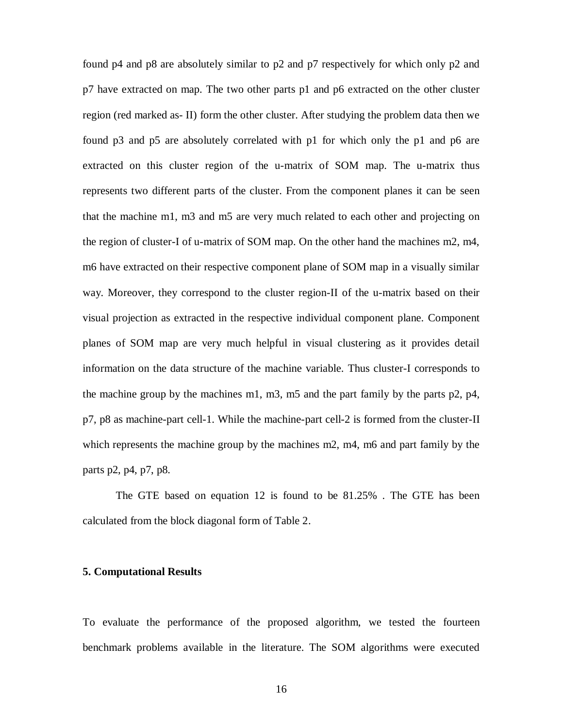found p4 and p8 are absolutely similar to p2 and p7 respectively for which only p2 and p7 have extracted on map. The two other parts p1 and p6 extracted on the other cluster region (red marked as- II) form the other cluster. After studying the problem data then we found p3 and p5 are absolutely correlated with p1 for which only the p1 and p6 are extracted on this cluster region of the u-matrix of SOM map. The u-matrix thus represents two different parts of the cluster. From the component planes it can be seen that the machine m1, m3 and m5 are very much related to each other and projecting on the region of cluster-I of u-matrix of SOM map. On the other hand the machines m2, m4, m6 have extracted on their respective component plane of SOM map in a visually similar way. Moreover, they correspond to the cluster region-II of the u-matrix based on their visual projection as extracted in the respective individual component plane. Component planes of SOM map are very much helpful in visual clustering as it provides detail information on the data structure of the machine variable. Thus cluster-I corresponds to the machine group by the machines m1, m3, m5 and the part family by the parts p2, p4, p7, p8 as machine-part cell-1. While the machine-part cell-2 is formed from the cluster-II which represents the machine group by the machines m2, m4, m6 and part family by the parts p2, p4, p7, p8.

The GTE based on equation 12 is found to be 81.25% . The GTE has been calculated from the block diagonal form of Table 2.

## 5. Computational Results

To evaluate the performance of the proposed algorithm, we tested the fourteen benchmark problems available in the literature. The SOM algorithms were executed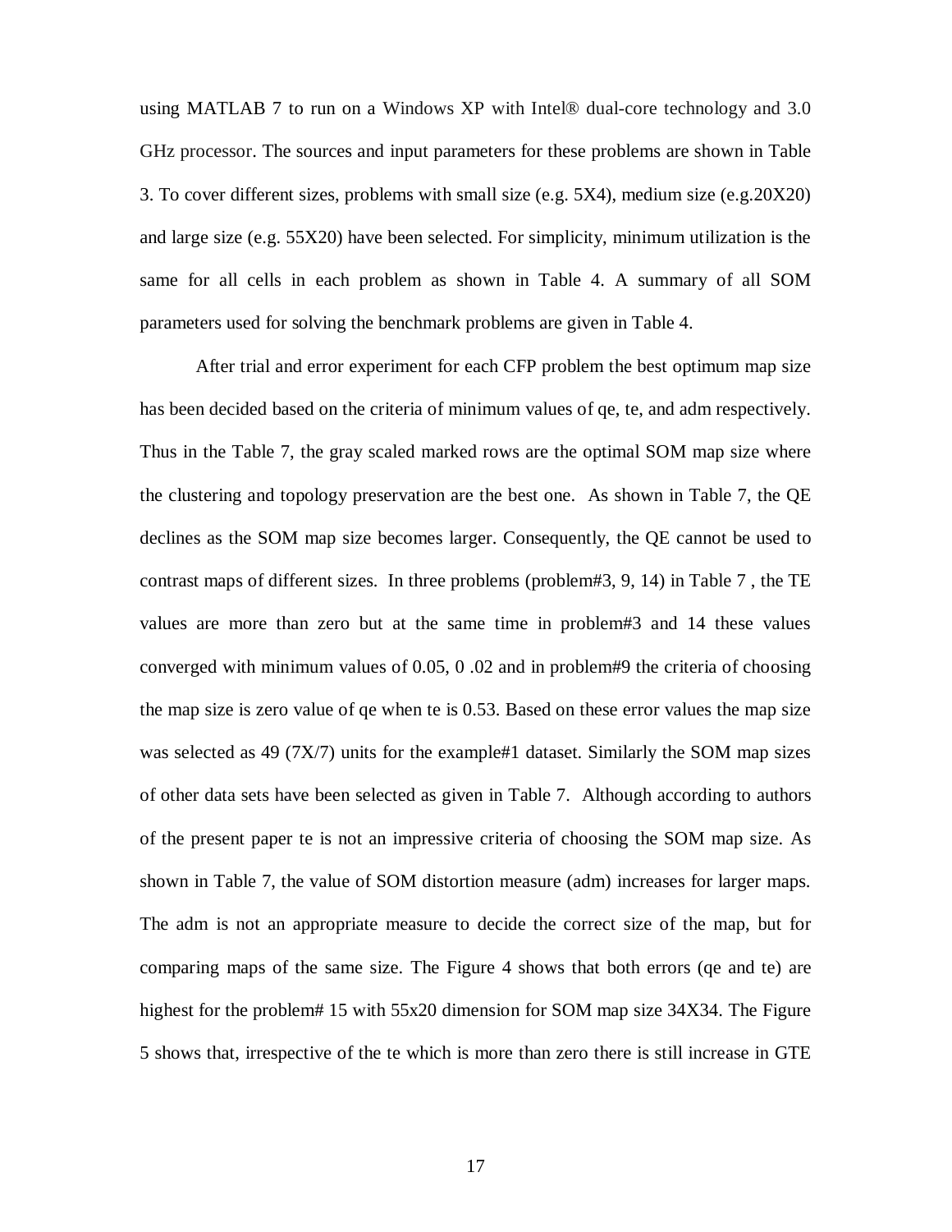using MATLAB 7 to run on a Windows XP with Intel® dual-core technology and 3.0 GHz processor. The sources and input parameters for these problems are shown in Table 3. To cover different sizes, problems with small size (e.g. 5X4), medium size (e.g.20X20) and large size (e.g. 55X20) have been selected. For simplicity, minimum utilization is the same for all cells in each problem as shown in Table 4. A summary of all SOM parameters used for solving the benchmark problems are given in Table 4.

After trial and error experiment for each CFP problem the best optimum map size has been decided based on the criteria of minimum values of qe, te, and adm respectively. Thus in the Table 7, the gray scaled marked rows are the optimal SOM map size where the clustering and topology preservation are the best one. As shown in Table 7, the QE declines as the SOM map size becomes larger. Consequently, the QE cannot be used to contrast maps of different sizes. In three problems (problem#3, 9, 14) in Table 7 , the TE values are more than zero but at the same time in problem#3 and 14 these values converged with minimum values of 0.05, 0 .02 and in problem#9 the criteria of choosing the map size is zero value of qe when te is 0.53. Based on these error values the map size was selected as 49 (7X/7) units for the example#1 dataset. Similarly the SOM map sizes of other data sets have been selected as given in Table 7. Although according to authors of the present paper te is not an impressive criteria of choosing the SOM map size. As shown in Table 7, the value of SOM distortion measure (adm) increases for larger maps. The adm is not an appropriate measure to decide the correct size of the map, but for comparing maps of the same size. The Figure 4 shows that both errors (qe and te) are highest for the problem# 15 with 55x20 dimension for SOM map size 34X34. The Figure 5 shows that, irrespective of the te which is more than zero there is still increase in GTE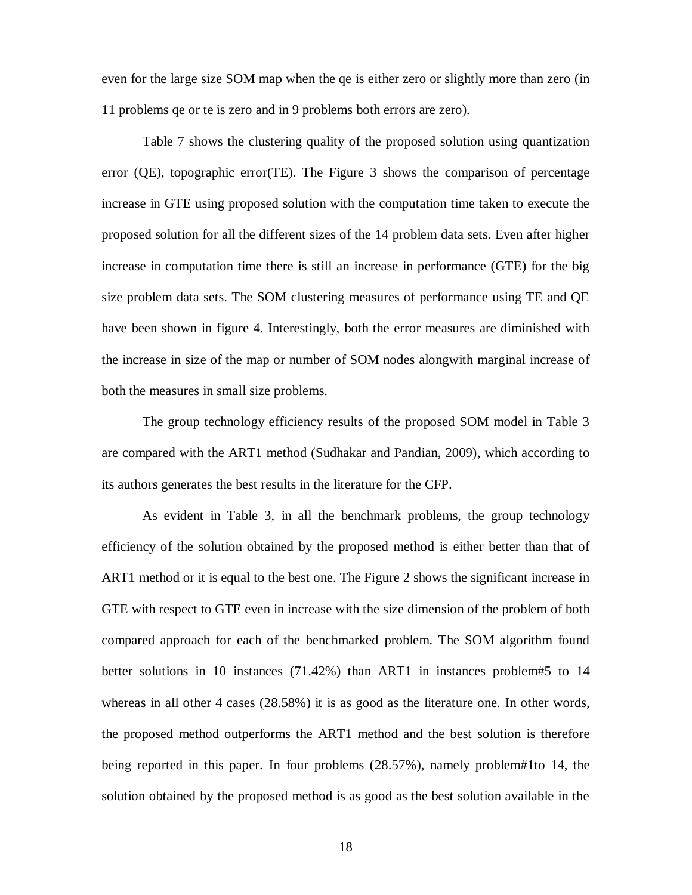even for the large size SOM map when the qe is either zero or slightly more than zero (in 11 problems qe or te is zero and in 9 problems both errors are zero).

Table 7 shows the clustering quality of the proposed solution using quantization error (QE), topographic error(TE). The Figure 3 shows the comparison of percentage increase in GTE using proposed solution with the computation time taken to execute the proposed solution for all the different sizes of the 14 problem data sets. Even after higher increase in computation time there is still an increase in performance (GTE) for the big size problem data sets. The SOM clustering measures of performance using TE and QE have been shown in figure 4. Interestingly, both the error measures are diminished with the increase in size of the map or number of SOM nodes alongwith marginal increase of both the measures in small size problems.

The group technology efficiency results of the proposed SOM model in Table 3 are compared with the ART1 method (Sudhakar and Pandian, 2009), which according to its authors generates the best results in the literature for the CFP.

As evident in Table 3, in all the benchmark problems, the group technology efficiency of the solution obtained by the proposed method is either better than that of ART1 method or it is equal to the best one. The Figure 2 shows the significant increase in GTE with respect to GTE even in increase with the size dimension of the problem of both compared approach for each of the benchmarked problem. The SOM algorithm found better solutions in 10 instances (71.42%) than ART1 in instances problem#5 to 14 whereas in all other 4 cases (28.58%) it is as good as the literature one. In other words, the proposed method outperforms the ART1 method and the best solution is therefore being reported in this paper. In four problems (28.57%), namely problem#1to 14, the solution obtained by the proposed method is as good as the best solution available in the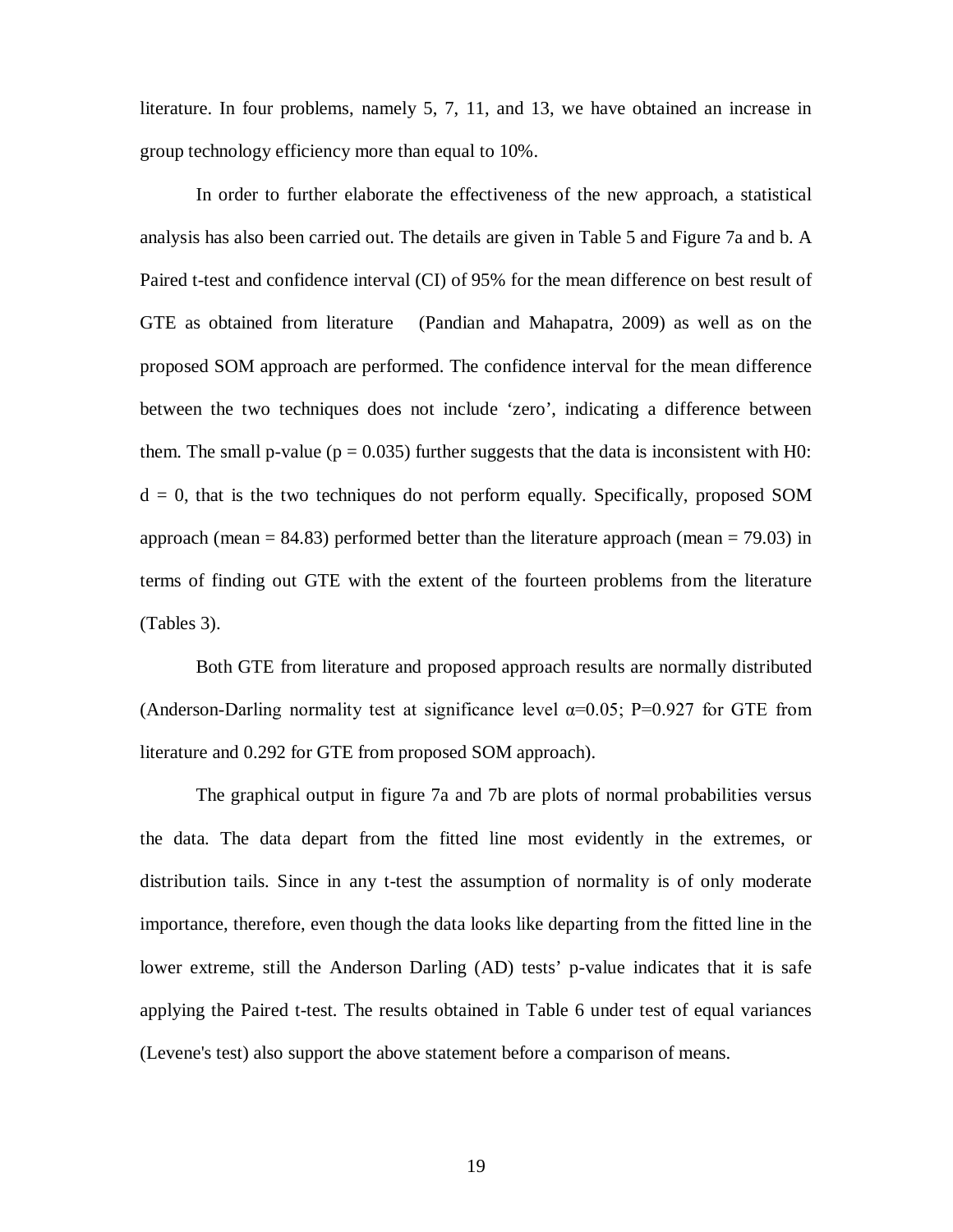literature. In four problems, namely 5, 7, 11, and 13, we have obtained an increase in group technology efficiency more than equal to 10%.

In order to further elaborate the effectiveness of the new approach, a statistical analysis has also been carried out. The details are given in Table 5 and Figure 7a and b. A Paired t-test and confidence interval (CI) of 95% for the mean difference on best result of GTE as obtained from literature (Pandian and Mahapatra, 2009) as well as on the proposed SOM approach are performed. The confidence interval for the mean difference between the two techniques does not include 'zero', indicating a difference between them. The small p-value ($p = 0.035$) further suggests that the data is inconsistent with H0: $d = 0$, that is the two techniques do not perform equally. Specifically, proposed SOM approach (mean = 84.83) performed better than the literature approach (mean = 79.03) in terms of finding out GTE with the extent of the fourteen problems from the literature (Tables 3).

Both GTE from literature and proposed approach results are normally distributed (Anderson-Darling normality test at significance level $\alpha$=0.05; P=0.927 for GTE from literature and 0.292 for GTE from proposed SOM approach).

The graphical output in figure 7a and 7b are plots of normal probabilities versus the data. The data depart from the fitted line most evidently in the extremes, or distribution tails. Since in any t-test the assumption of normality is of only moderate importance, therefore, even though the data looks like departing from the fitted line in the lower extreme, still the Anderson Darling (AD) tests' p-value indicates that it is safe applying the Paired t-test. The results obtained in Table 6 under test of equal variances (Levene's test) also support the above statement before a comparison of means.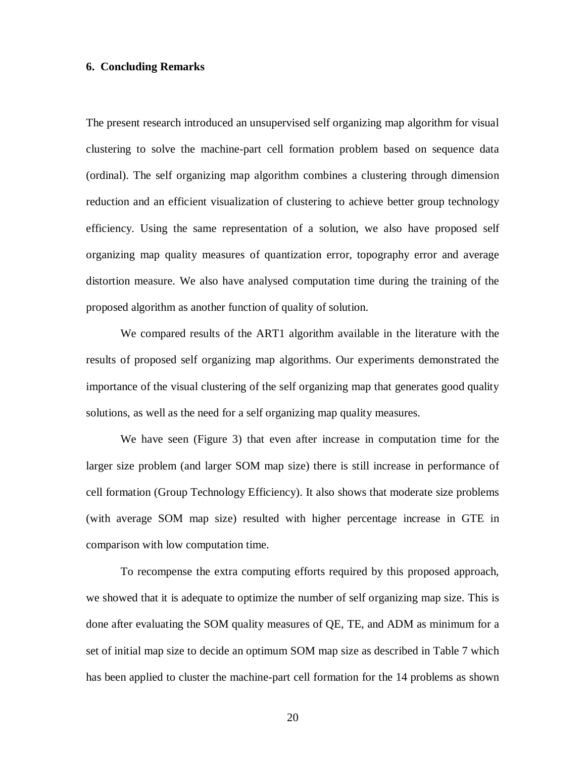## 6. Concluding Remarks

The present research introduced an unsupervised self organizing map algorithm for visual clustering to solve the machine-part cell formation problem based on sequence data (ordinal). The self organizing map algorithm combines a clustering through dimension reduction and an efficient visualization of clustering to achieve better group technology efficiency. Using the same representation of a solution, we also have proposed self organizing map quality measures of quantization error, topography error and average distortion measure. We also have analysed computation time during the training of the proposed algorithm as another function of quality of solution.

We compared results of the ART1 algorithm available in the literature with the results of proposed self organizing map algorithms. Our experiments demonstrated the importance of the visual clustering of the self organizing map that generates good quality solutions, as well as the need for a self organizing map quality measures.

We have seen (Figure 3) that even after increase in computation time for the larger size problem (and larger SOM map size) there is still increase in performance of cell formation (Group Technology Efficiency). It also shows that moderate size problems (with average SOM map size) resulted with higher percentage increase in GTE in comparison with low computation time.

To recompense the extra computing efforts required by this proposed approach, we showed that it is adequate to optimize the number of self organizing map size. This is done after evaluating the SOM quality measures of QE, TE, and ADM as minimum for a set of initial map size to decide an optimum SOM map size as described in Table 7 which has been applied to cluster the machine-part cell formation for the 14 problems as shown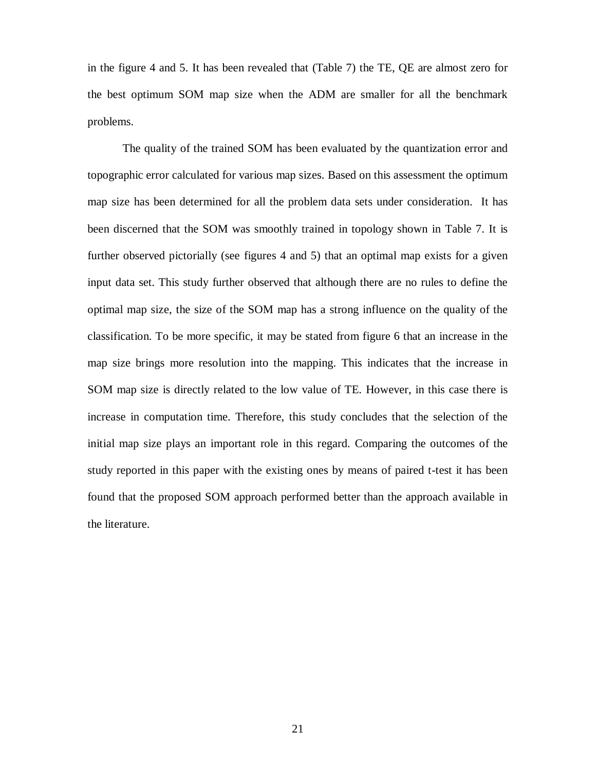in the figure 4 and 5. It has been revealed that (Table 7) the TE, QE are almost zero for the best optimum SOM map size when the ADM are smaller for all the benchmark problems.

The quality of the trained SOM has been evaluated by the quantization error and topographic error calculated for various map sizes. Based on this assessment the optimum map size has been determined for all the problem data sets under consideration. It has been discerned that the SOM was smoothly trained in topology shown in Table 7. It is further observed pictorially (see figures 4 and 5) that an optimal map exists for a given input data set. This study further observed that although there are no rules to define the optimal map size, the size of the SOM map has a strong influence on the quality of the classification. To be more specific, it may be stated from figure 6 that an increase in the map size brings more resolution into the mapping. This indicates that the increase in SOM map size is directly related to the low value of TE. However, in this case there is increase in computation time. Therefore, this study concludes that the selection of the initial map size plays an important role in this regard. Comparing the outcomes of the study reported in this paper with the existing ones by means of paired t-test it has been found that the proposed SOM approach performed better than the approach available in the literature.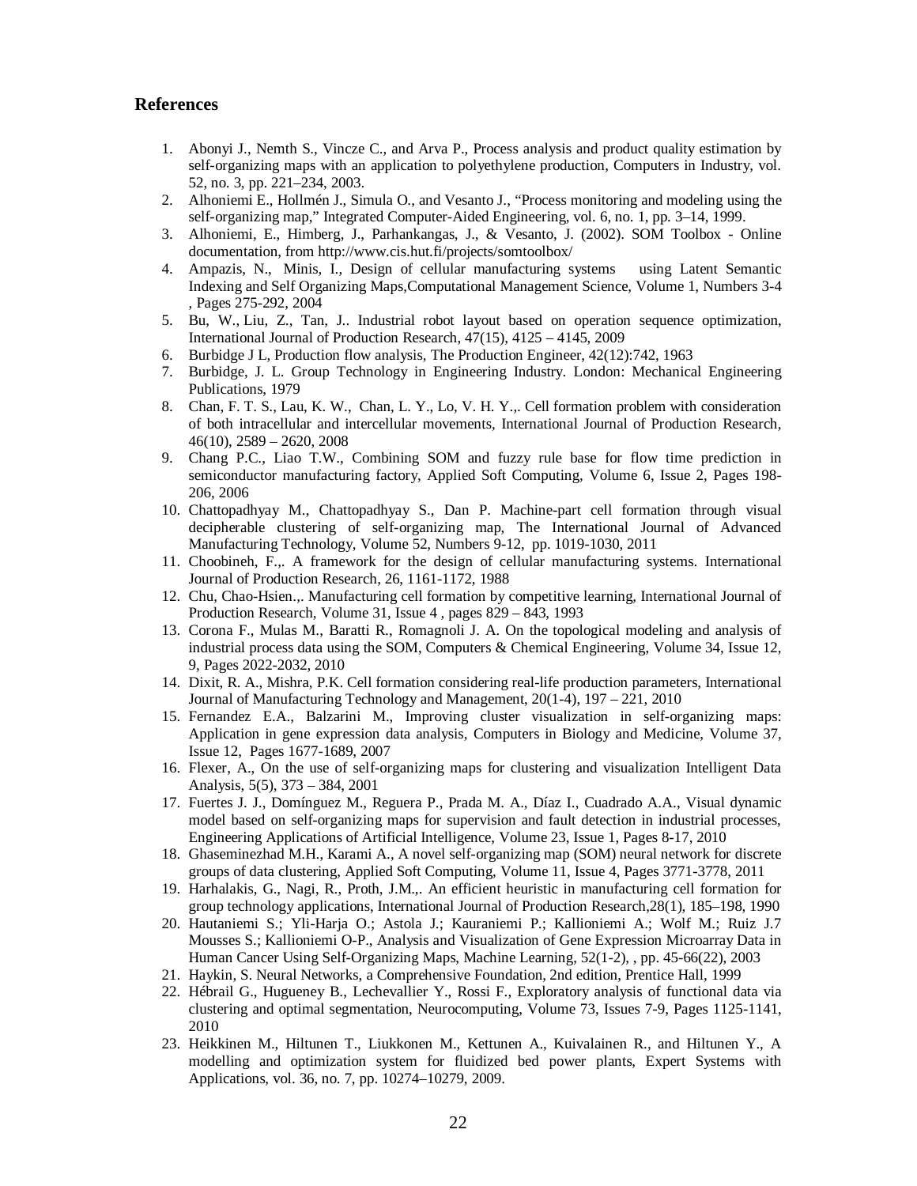## References

1. Abonyi J., Nemth S., Vincze C., and Arva P., Process analysis and product quality estimation by self-organizing maps with an application to polyethylene production, Computers in Industry, vol. 52, no. 3, pp. 221–234, 2003.
2. Alhoniemi E., Hollmén J., Simula O., and Vesanto J., "Process monitoring and modeling using the self-organizing map," Integrated Computer-Aided Engineering, vol. 6, no. 1, pp. 3–14, 1999.
3. Alhoniemi, E., Himberg, J., Parhankangas, J., & Vesanto, J. (2002). SOM Toolbox - Online documentation, from http://www.cis.hut.fi/projects/somtoolbox/
4. Ampazis, N., Minis, I., Design of cellular manufacturing systems using Latent Semantic Indexing and Self Organizing Maps,Computational Management Science, Volume 1, Numbers 3-4 , Pages 275-292, 2004
5. Bu, W., Liu, Z., Tan, J.. Industrial robot layout based on operation sequence optimization, International Journal of Production Research, 47(15), 4125 – 4145, 2009
6. Burbidge J L, Production flow analysis, The Production Engineer, 42(12):742, 1963
7. Burbidge, J. L. Group Technology in Engineering Industry. London: Mechanical Engineering Publications, 1979
8. Chan, F. T. S., Lau, K. W., Chan, L. Y., Lo, V. H. Y.,. Cell formation problem with consideration of both intracellular and intercellular movements, International Journal of Production Research, 46(10), 2589 – 2620, 2008
9. Chang P.C., Liao T.W., Combining SOM and fuzzy rule base for flow time prediction in semiconductor manufacturing factory, Applied Soft Computing, Volume 6, Issue 2, Pages 198-206, 2006
10. Chattopadhyay M., Chattopadhyay S., Dan P. Machine-part cell formation through visual decipherable clustering of self-organizing map, The International Journal of Advanced Manufacturing Technology, Volume 52, Numbers 9-12, pp. 1019-1030, 2011
11. Choobineh, F.,. A framework for the design of cellular manufacturing systems. International Journal of Production Research, 26, 1161-1172, 1988
12. Chu, Chao-Hsien.,. Manufacturing cell formation by competitive learning, International Journal of Production Research, Volume 31, Issue 4 , pages 829 – 843, 1993
13. Corona F., Mulas M., Baratti R., Romagnoli J. A. On the topological modeling and analysis of industrial process data using the SOM, Computers & Chemical Engineering, Volume 34, Issue 12, 9, Pages 2022-2032, 2010
14. Dixit, R. A., Mishra, P.K. Cell formation considering real-life production parameters, International Journal of Manufacturing Technology and Management, 20(1-4), 197 – 221, 2010
15. Fernandez E.A., Balzarini M., Improving cluster visualization in self-organizing maps: Application in gene expression data analysis, Computers in Biology and Medicine, Volume 37, Issue 12, Pages 1677-1689, 2007
16. Flexer, A., On the use of self-organizing maps for clustering and visualization Intelligent Data Analysis, 5(5), 373 – 384, 2001
17. Fuertes J. J., Domínguez M., Reguera P., Prada M. A., Díaz I., Cuadrado A.A., Visual dynamic model based on self-organizing maps for supervision and fault detection in industrial processes, Engineering Applications of Artificial Intelligence, Volume 23, Issue 1, Pages 8-17, 2010
18. Ghaseminezhad M.H., Karami A., A novel self-organizing map (SOM) neural network for discrete groups of data clustering, Applied Soft Computing, Volume 11, Issue 4, Pages 3771-3778, 2011
19. Harhalakis, G., Nagi, R., Proth, J.M.,. An efficient heuristic in manufacturing cell formation for group technology applications, International Journal of Production Research,28(1), 185–198, 1990
20. Hautaniemi S.; Yli-Harja O.; Astola J.; Kauraniemi P.; Kallioniemi A.; Wolf M.; Ruiz J.7 Mousses S.; Kallioniemi O-P., Analysis and Visualization of Gene Expression Microarray Data in Human Cancer Using Self-Organizing Maps, Machine Learning, 52(1-2), , pp. 45-66(22), 2003
21. Haykin, S. Neural Networks, a Comprehensive Foundation, 2nd edition, Prentice Hall, 1999
22. Hébrail G., Hugueney B., Lechevallier Y., Rossi F., Exploratory analysis of functional data via clustering and optimal segmentation, Neurocomputing, Volume 73, Issues 7-9, Pages 1125-1141, 2010
23. Heikkinen M., Hiltunen T., Liukkonen M., Kettunen A., Kuivalainen R., and Hiltunen Y., A modelling and optimization system for fluidized bed power plants, Expert Systems with Applications, vol. 36, no. 7, pp. 10274–10279, 2009.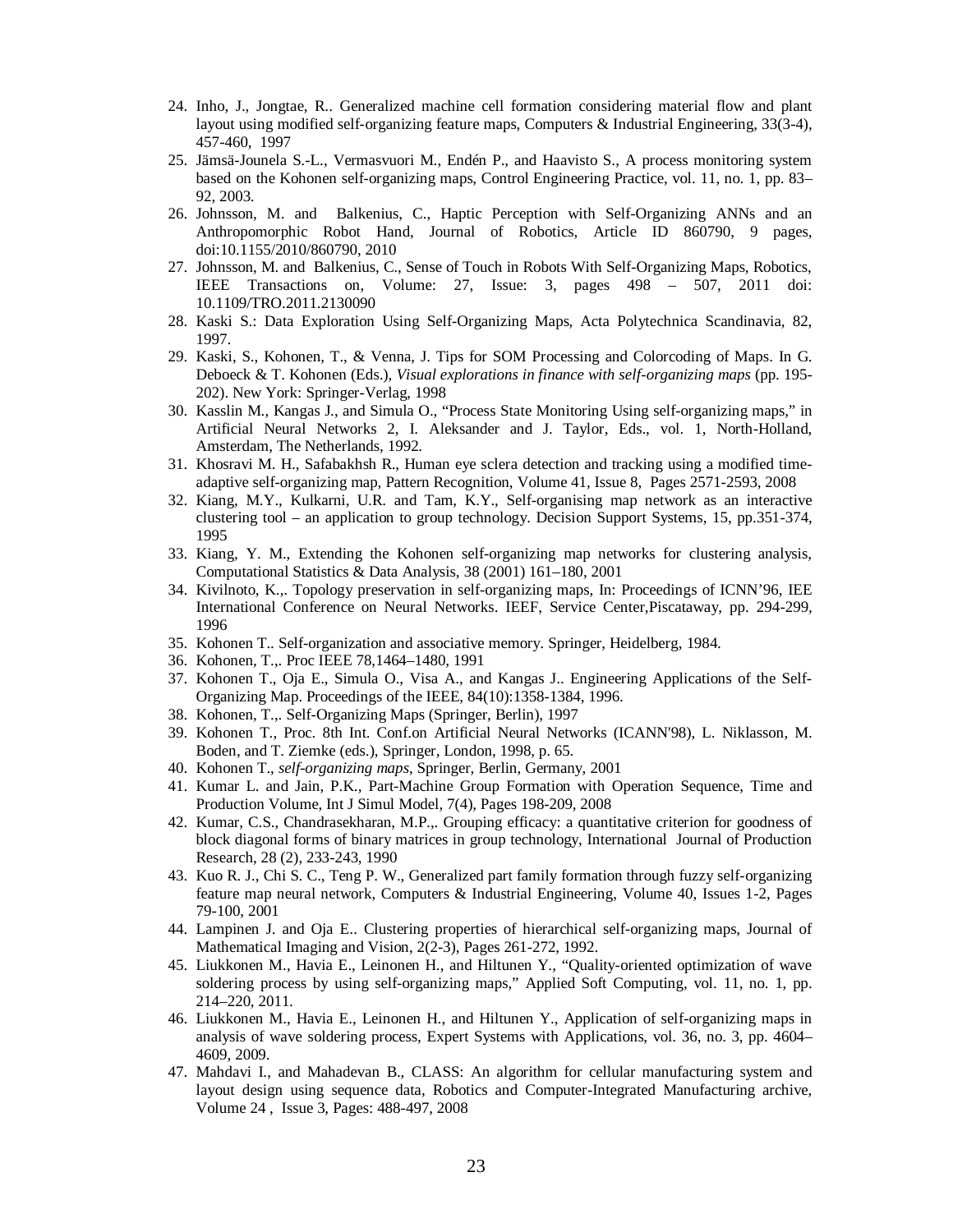24. Inho, J., Jongtae, R.. Generalized machine cell formation considering material flow and plant layout using modified self-organizing feature maps, Computers & Industrial Engineering, 33(3-4), 457-460, 1997
25. Jämsä-Jounela S.-L., Vermasvuori M., Endén P., and Haavisto S., A process monitoring system based on the Kohonen self-organizing maps, Control Engineering Practice, vol. 11, no. 1, pp. 83–92, 2003.
26. Johnsson, M. and Balkenius, C., Haptic Perception with Self-Organizing ANNs and an Anthropomorphic Robot Hand, Journal of Robotics, Article ID 860790, 9 pages, doi:10.1155/2010/860790, 2010
27. Johnsson, M. and Balkenius, C., Sense of Touch in Robots With Self-Organizing Maps, Robotics, IEEE Transactions on, Volume: 27, Issue: 3, pages 498 – 507, 2011 doi: 10.1109/TRO.2011.2130090
28. Kaski S.: Data Exploration Using Self-Organizing Maps, Acta Polytechnica Scandinavia, 82, 1997.
29. Kaski, S., Kohonen, T., & Venna, J. Tips for SOM Processing and Colorcoding of Maps. In G. Deboeck & T. Kohonen (Eds.), *Visual explorations in finance with self-organizing maps* (pp. 195-202). New York: Springer-Verlag, 1998
30. Kasslin M., Kangas J., and Simula O., "Process State Monitoring Using self-organizing maps," in Artificial Neural Networks 2, I. Aleksander and J. Taylor, Eds., vol. 1, North-Holland, Amsterdam, The Netherlands, 1992.
31. Khosravi M. H., Safabakhsh R., Human eye sclera detection and tracking using a modified time-adaptive self-organizing map, Pattern Recognition, Volume 41, Issue 8, Pages 2571-2593, 2008
32. Kiang, M.Y., Kulkarni, U.R. and Tam, K.Y., Self-organising map network as an interactive clustering tool – an application to group technology. Decision Support Systems, 15, pp.351-374, 1995
33. Kiang, Y. M., Extending the Kohonen self-organizing map networks for clustering analysis, Computational Statistics & Data Analysis, 38 (2001) 161–180, 2001
34. Kivilnoto, K.,. Topology preservation in self-organizing maps, In: Proceedings of ICNN'96, IEE International Conference on Neural Networks. IEEF, Service Center,Piscataway, pp. 294-299, 1996
35. Kohonen T.. Self-organization and associative memory. Springer, Heidelberg, 1984.
36. Kohonen, T.,. Proc IEEE 78,1464–1480, 1991
37. Kohonen T., Oja E., Simula O., Visa A., and Kangas J.. Engineering Applications of the Self-Organizing Map. Proceedings of the IEEE, 84(10):1358-1384, 1996.
38. Kohonen, T.,. Self-Organizing Maps (Springer, Berlin), 1997
39. Kohonen T., Proc. 8th Int. Conf.on Artificial Neural Networks (ICANN'98), L. Niklasson, M. Boden, and T. Ziemke (eds.), Springer, London, 1998, p. 65.
40. Kohonen T., *self-organizing maps*, Springer, Berlin, Germany, 2001
41. Kumar L. and Jain, P.K., Part-Machine Group Formation with Operation Sequence, Time and Production Volume, Int J Simul Model, 7(4), Pages 198-209, 2008
42. Kumar, C.S., Chandrasekharan, M.P.,. Grouping efficacy: a quantitative criterion for goodness of block diagonal forms of binary matrices in group technology, International Journal of Production Research, 28 (2), 233-243, 1990
43. Kuo R. J., Chi S. C., Teng P. W., Generalized part family formation through fuzzy self-organizing feature map neural network, Computers & Industrial Engineering, Volume 40, Issues 1-2, Pages 79-100, 2001
44. Lampinen J. and Oja E.. Clustering properties of hierarchical self-organizing maps, Journal of Mathematical Imaging and Vision, 2(2-3), Pages 261-272, 1992.
45. Liukkonen M., Havia E., Leinonen H., and Hiltunen Y., "Quality-oriented optimization of wave soldering process by using self-organizing maps," Applied Soft Computing, vol. 11, no. 1, pp. 214–220, 2011.
46. Liukkonen M., Havia E., Leinonen H., and Hiltunen Y., Application of self-organizing maps in analysis of wave soldering process, Expert Systems with Applications, vol. 36, no. 3, pp. 4604–4609, 2009.
47. Mahdavi I., and Mahadevan B., CLASS: An algorithm for cellular manufacturing system and layout design using sequence data, Robotics and Computer-Integrated Manufacturing archive, Volume 24 , Issue 3, Pages: 488-497, 2008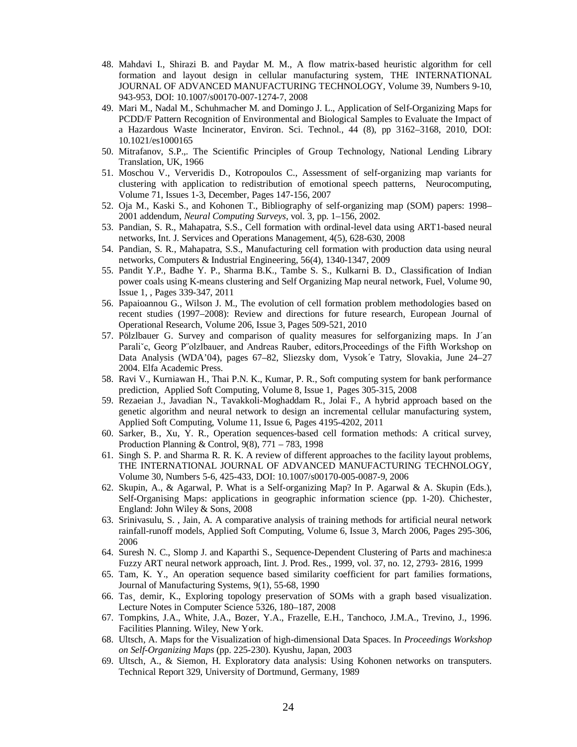48. Mahdavi I., Shirazi B. and Paydar M. M., A flow matrix-based heuristic algorithm for cell formation and layout design in cellular manufacturing system, THE INTERNATIONAL JOURNAL OF ADVANCED MANUFACTURING TECHNOLOGY, Volume 39, Numbers 9-10, 943-953, DOI: 10.1007/s00170-007-1274-7, 2008
49. Mari M., Nadal M., Schuhmacher M. and Domingo J. L., Application of Self-Organizing Maps for PCDD/F Pattern Recognition of Environmental and Biological Samples to Evaluate the Impact of a Hazardous Waste Incinerator, Environ. Sci. Technol., 44 (8), pp 3162–3168, 2010, DOI: 10.1021/es1000165
50. Mitrafanov, S.P.,. The Scientific Principles of Group Technology, National Lending Library Translation, UK, 1966
51. Moschou V., Ververidis D., Kotropoulos C., Assessment of self-organizing map variants for clustering with application to redistribution of emotional speech patterns, Neurocomputing, Volume 71, Issues 1-3, December, Pages 147-156, 2007
52. Oja M., Kaski S., and Kohonen T., Bibliography of self-organizing map (SOM) papers: 1998–2001 addendum, *Neural Computing Surveys*, vol. 3, pp. 1–156, 2002.
53. Pandian, S. R., Mahapatra, S.S., Cell formation with ordinal-level data using ART1-based neural networks, Int. J. Services and Operations Management, 4(5), 628-630, 2008
54. Pandian, S. R., Mahapatra, S.S., Manufacturing cell formation with production data using neural networks, Computers & Industrial Engineering, 56(4), 1340-1347, 2009
55. Pandit Y.P., Badhe Y. P., Sharma B.K., Tambe S. S., Kulkarni B. D., Classification of Indian power coals using K-means clustering and Self Organizing Map neural network, Fuel, Volume 90, Issue 1, , Pages 339-347, 2011
56. Papaioannou G., Wilson J. M., The evolution of cell formation problem methodologies based on recent studies (1997–2008): Review and directions for future research, European Journal of Operational Research, Volume 206, Issue 3, Pages 509-521, 2010
57. Pölzlbauer G. Survey and comparison of quality measures for selforganizing maps. In J´an Parali˘c, Georg P¨olzlbauer, and Andreas Rauber, editors,Proceedings of the Fifth Workshop on Data Analysis (WDA'04), pages 67–82, Sliezsky dom, Vysok´e Tatry, Slovakia, June 24–27 2004. Elfa Academic Press.
58. Ravi V., Kurniawan H., Thai P.N. K., Kumar, P. R., Soft computing system for bank performance prediction, Applied Soft Computing, Volume 8, Issue 1, Pages 305-315, 2008
59. Rezaeian J., Javadian N., Tavakkoli-Moghaddam R., Jolai F., A hybrid approach based on the genetic algorithm and neural network to design an incremental cellular manufacturing system, Applied Soft Computing, Volume 11, Issue 6, Pages 4195-4202, 2011
60. Sarker, B., Xu, Y. R., Operation sequences-based cell formation methods: A critical survey, Production Planning & Control, 9(8), 771 – 783, 1998
61. Singh S. P. and Sharma R. R. K. A review of different approaches to the facility layout problems, THE INTERNATIONAL JOURNAL OF ADVANCED MANUFACTURING TECHNOLOGY, Volume 30, Numbers 5-6, 425-433, DOI: 10.1007/s00170-005-0087-9, 2006
62. Skupin, A., & Agarwal, P. What is a Self-organizing Map? In P. Agarwal & A. Skupin (Eds.), Self-Organising Maps: applications in geographic information science (pp. 1-20). Chichester, England: John Wiley & Sons, 2008
63. Srinivasulu, S. , Jain, A. A comparative analysis of training methods for artificial neural network rainfall-runoff models, Applied Soft Computing, Volume 6, Issue 3, March 2006, Pages 295-306, 2006
64. Suresh N. C., Slomp J. and Kaparthi S., Sequence-Dependent Clustering of Parts and machines:a Fuzzy ART neural network approach, Iint. J. Prod. Res., 1999, vol. 37, no. 12, 2793- 2816, 1999
65. Tam, K. Y., An operation sequence based similarity coefficient for part families formations, Journal of Manufacturing Systems, 9(1), 55-68, 1990
66. Tas¸ demir, K., Exploring topology preservation of SOMs with a graph based visualization. Lecture Notes in Computer Science 5326, 180–187, 2008
67. Tompkins, J.A., White, J.A., Bozer, Y.A., Frazelle, E.H., Tanchoco, J.M.A., Trevino, J., 1996. Facilities Planning. Wiley, New York.
68. Ultsch, A. Maps for the Visualization of high-dimensional Data Spaces. In *Proceedings Workshop on Self-Organizing Maps* (pp. 225-230). Kyushu, Japan, 2003
69. Ultsch, A., & Siemon, H. Exploratory data analysis: Using Kohonen networks on transputers. Technical Report 329, University of Dortmund, Germany, 1989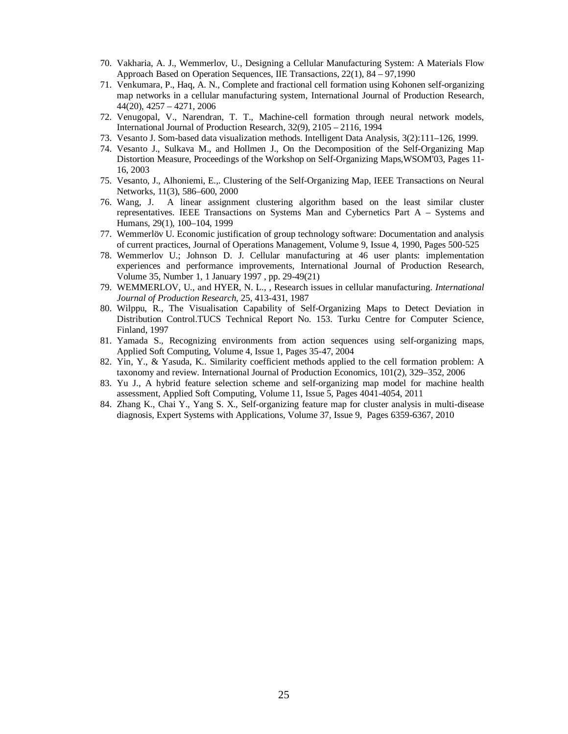70. Vakharia, A. J., Wemmerlov, U., Designing a Cellular Manufacturing System: A Materials Flow Approach Based on Operation Sequences, IIE Transactions, 22(1), 84 – 97,1990
71. Venkumara, P., Haq, A. N., Complete and fractional cell formation using Kohonen self-organizing map networks in a cellular manufacturing system, International Journal of Production Research, 44(20), 4257 – 4271, 2006
72. Venugopal, V., Narendran, T. T., Machine-cell formation through neural network models, International Journal of Production Research, 32(9), 2105 – 2116, 1994
73. Vesanto J. Som-based data visualization methods. Intelligent Data Analysis, 3(2):111–126, 1999.
74. Vesanto J., Sulkava M., and Hollmen J., On the Decomposition of the Self-Organizing Map Distortion Measure, Proceedings of the Workshop on Self-Organizing Maps,WSOM'03, Pages 11-16, 2003
75. Vesanto, J., Alhoniemi, E.,. Clustering of the Self-Organizing Map, IEEE Transactions on Neural Networks, 11(3), 586–600, 2000
76. Wang, J. A linear assignment clustering algorithm based on the least similar cluster representatives. IEEE Transactions on Systems Man and Cybernetics Part A – Systems and Humans, 29(1), 100–104, 1999
77. Wemmerlöv U. Economic justification of group technology software: Documentation and analysis of current practices, Journal of Operations Management, Volume 9, Issue 4, 1990, Pages 500-525
78. Wemmerlov U.; Johnson D. J. Cellular manufacturing at 46 user plants: implementation experiences and performance improvements, International Journal of Production Research, Volume 35, Number 1, 1 January 1997 , pp. 29-49(21)
79. WEMMERLOV, U., and HYER, N. L., , Research issues in cellular manufacturing. *International Journal of Production Research,* 25, 413-431, 1987
80. Wilppu, R., The Visualisation Capability of Self-Organizing Maps to Detect Deviation in Distribution Control.TUCS Technical Report No. 153. Turku Centre for Computer Science, Finland, 1997
81. Yamada S., Recognizing environments from action sequences using self-organizing maps, Applied Soft Computing, Volume 4, Issue 1, Pages 35-47, 2004
82. Yin, Y., & Yasuda, K.. Similarity coefficient methods applied to the cell formation problem: A taxonomy and review. International Journal of Production Economics, 101(2), 329–352, 2006
83. Yu J., A hybrid feature selection scheme and self-organizing map model for machine health assessment, Applied Soft Computing, Volume 11, Issue 5, Pages 4041-4054, 2011
84. Zhang K., Chai Y., Yang S. X., Self-organizing feature map for cluster analysis in multi-disease diagnosis, Expert Systems with Applications, Volume 37, Issue 9, Pages 6359-6367, 2010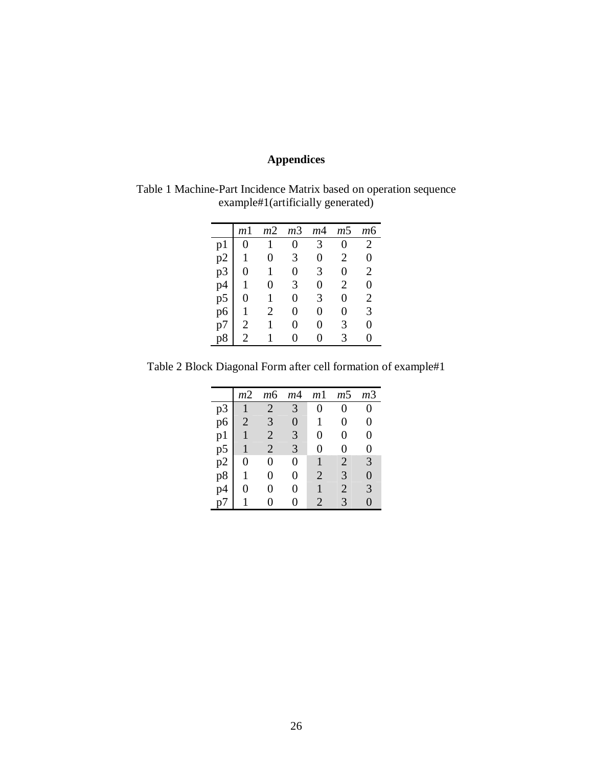# Appendices

Table 1 Machine-Part Incidence Matrix based on operation sequence example#1(artificially generated)

| | *m*1 | *m*2 | *m*3 | *m*4 | *m*5 | *m*6 |
|---|---|---|---|---|---|---|
| p1 | 0 | 1 | 0 | 3 | 0 | 2 |
| p2 | 1 | 0 | 3 | 0 | 2 | 0 |
| p3 | 0 | 1 | 0 | 3 | 0 | 2 |
| p4 | 1 | 0 | 3 | 0 | 2 | 0 |
| p5 | 0 | 1 | 0 | 3 | 0 | 2 |
| p6 | 1 | 2 | 0 | 0 | 0 | 3 |
| p7 | 2 | 1 | 0 | 0 | 3 | 0 |
| p8 | 2 | 1 | 0 | 0 | 3 | 0 |

Table 2 Block Diagonal Form after cell formation of example#1

| | *m*2 | *m*6 | *m*4 | *m*1 | *m*5 | *m*3 |
|---|---|---|---|---|---|---|
| p3 | 1 | 2 | 3 | 0 | 0 | 0 |
| p6 | 2 | 3 | 0 | 1 | 0 | 0 |
| p1 | 1 | 2 | 3 | 0 | 0 | 0 |
| p5 | 1 | 2 | 3 | 0 | 0 | 0 |
| p2 | 0 | 0 | 0 | 1 | 2 | 3 |
| p8 | 1 | 0 | 0 | 2 | 3 | 0 |
| p4 | 0 | 0 | 0 | 1 | 2 | 3 |
| p7 | 1 | 0 | 0 | 2 | 3 | 0 |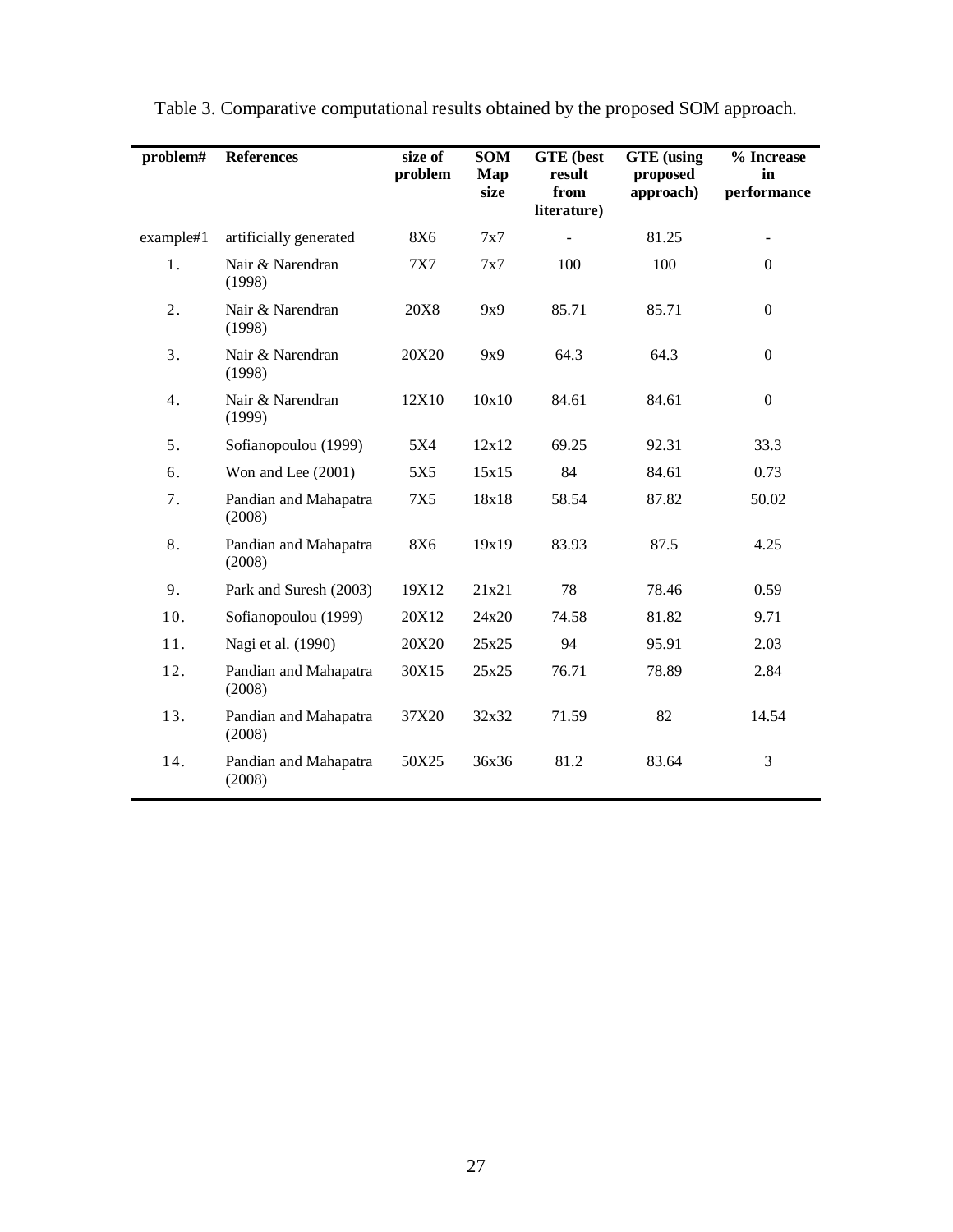Table 3. Comparative computational results obtained by the proposed SOM approach.

| problem# | References | size of problem | SOM Map size | GTE (best result from literature) | GTE (using proposed approach) | % Increase in performance |
|---|---|---|---|---|---|---|
| example#1 | artificially generated | 8X6 | 7x7 | - | 81.25 | - |
| 1. | Nair & Narendran (1998) | 7X7 | 7x7 | 100 | 100 | 0 |
| 2. | Nair & Narendran (1998) | 20X8 | 9x9 | 85.71 | 85.71 | 0 |
| 3. | Nair & Narendran (1998) | 20X20 | 9x9 | 64.3 | 64.3 | 0 |
| 4. | Nair & Narendran (1999) | 12X10 | 10x10 | 84.61 | 84.61 | 0 |
| 5. | Sofianopoulou (1999) | 5X4 | 12x12 | 69.25 | 92.31 | 33.3 |
| 6. | Won and Lee (2001) | 5X5 | 15x15 | 84 | 84.61 | 0.73 |
| 7. | Pandian and Mahapatra (2008) | 7X5 | 18x18 | 58.54 | 87.82 | 50.02 |
| 8. | Pandian and Mahapatra (2008) | 8X6 | 19x19 | 83.93 | 87.5 | 4.25 |
| 9. | Park and Suresh (2003) | 19X12 | 21x21 | 78 | 78.46 | 0.59 |
| 10. | Sofianopoulou (1999) | 20X12 | 24x20 | 74.58 | 81.82 | 9.71 |
| 11. | Nagi et al. (1990) | 20X20 | 25x25 | 94 | 95.91 | 2.03 |
| 12. | Pandian and Mahapatra (2008) | 30X15 | 25x25 | 76.71 | 78.89 | 2.84 |
| 13. | Pandian and Mahapatra (2008) | 37X20 | 32x32 | 71.59 | 82 | 14.54 |
| 14. | Pandian and Mahapatra (2008) | 50X25 | 36x36 | 81.2 | 83.64 | 3 |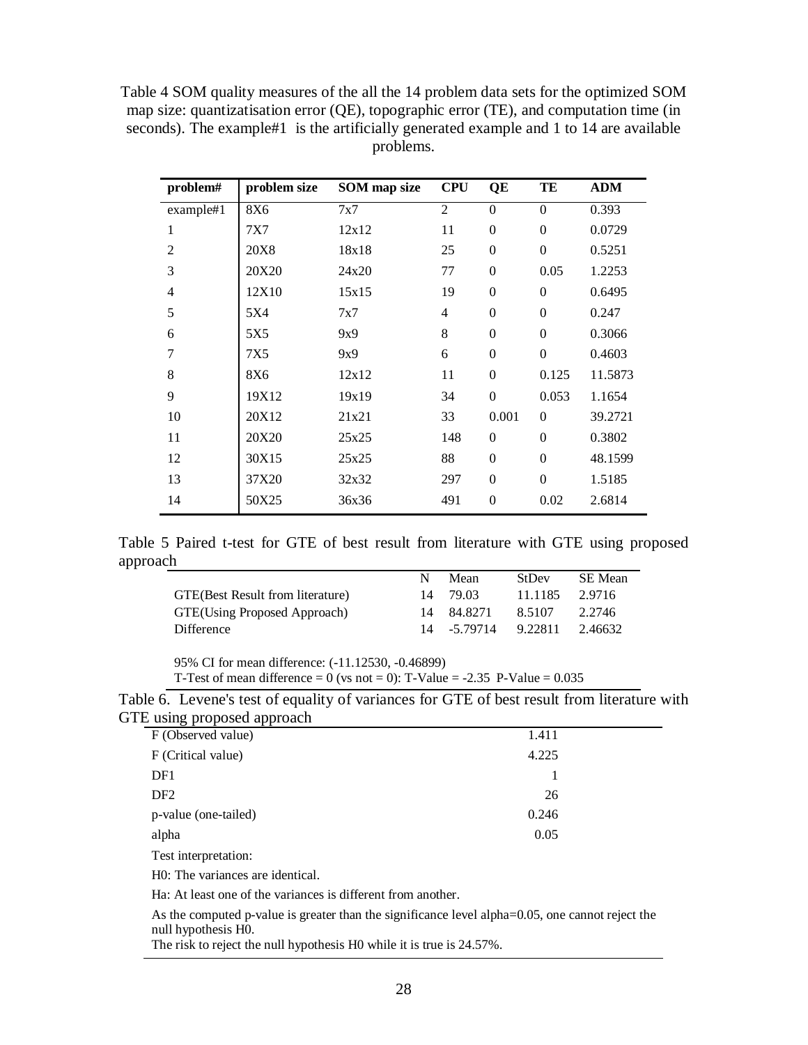Table 4 SOM quality measures of the all the 14 problem data sets for the optimized SOM map size: quantizatisation error (QE), topographic error (TE), and computation time (in seconds). The example#1 is the artificially generated example and 1 to 14 are available problems.

| problem# | problem size | SOM map size | CPU | QE | TE | ADM |
|---|---|---|---|---|---|---|
| example#1 | 8X6 | 7x7 | 2 | 0 | 0 | 0.393 |
| 1 | 7X7 | 12x12 | 11 | 0 | 0 | 0.0729 |
| 2 | 20X8 | 18x18 | 25 | 0 | 0 | 0.5251 |
| 3 | 20X20 | 24x20 | 77 | 0 | 0.05 | 1.2253 |
| 4 | 12X10 | 15x15 | 19 | 0 | 0 | 0.6495 |
| 5 | 5X4 | 7x7 | 4 | 0 | 0 | 0.247 |
| 6 | 5X5 | 9x9 | 8 | 0 | 0 | 0.3066 |
| 7 | 7X5 | 9x9 | 6 | 0 | 0 | 0.4603 |
| 8 | 8X6 | 12x12 | 11 | 0 | 0.125 | 11.5873 |
| 9 | 19X12 | 19x19 | 34 | 0 | 0.053 | 1.1654 |
| 10 | 20X12 | 21x21 | 33 | 0.001 | 0 | 39.2721 |
| 11 | 20X20 | 25x25 | 148 | 0 | 0 | 0.3802 |
| 12 | 30X15 | 25x25 | 88 | 0 | 0 | 48.1599 |
| 13 | 37X20 | 32x32 | 297 | 0 | 0 | 1.5185 |
| 14 | 50X25 | 36x36 | 491 | 0 | 0.02 | 2.6814 |

Table 5 Paired t-test for GTE of best result from literature with GTE using proposed approach

| | N | Mean | StDev | SE Mean |
|---|---|---|---|---|
| GTE(Best Result from literature) | 14 | 79.03 | 11.1185 | 2.9716 |
| GTE(Using Proposed Approach) | 14 | 84.8271 | 8.5107 | 2.2746 |
| Difference | 14 | -5.79714 | 9.22811 | 2.46632 |

95% CI for mean difference: (-11.12530, -0.46899)
T-Test of mean difference = 0 (vs not = 0): T-Value = -2.35 P-Value = 0.035

Table 6. Levene's test of equality of variances for GTE of best result from literature with GTE using proposed approach

| | |
|---|---|
| F (Observed value) | 1.411 |
| F (Critical value) | 4.225 |
| DF1 | 1 |
| DF2 | 26 |
| p-value (one-tailed) | 0.246 |
| alpha | 0.05 |

Test interpretation:

H0: The variances are identical.

Ha: At least one of the variances is different from another.

As the computed p-value is greater than the significance level alpha=0.05, one cannot reject the null hypothesis H0.
The risk to reject the null hypothesis H0 while it is true is 24.57%.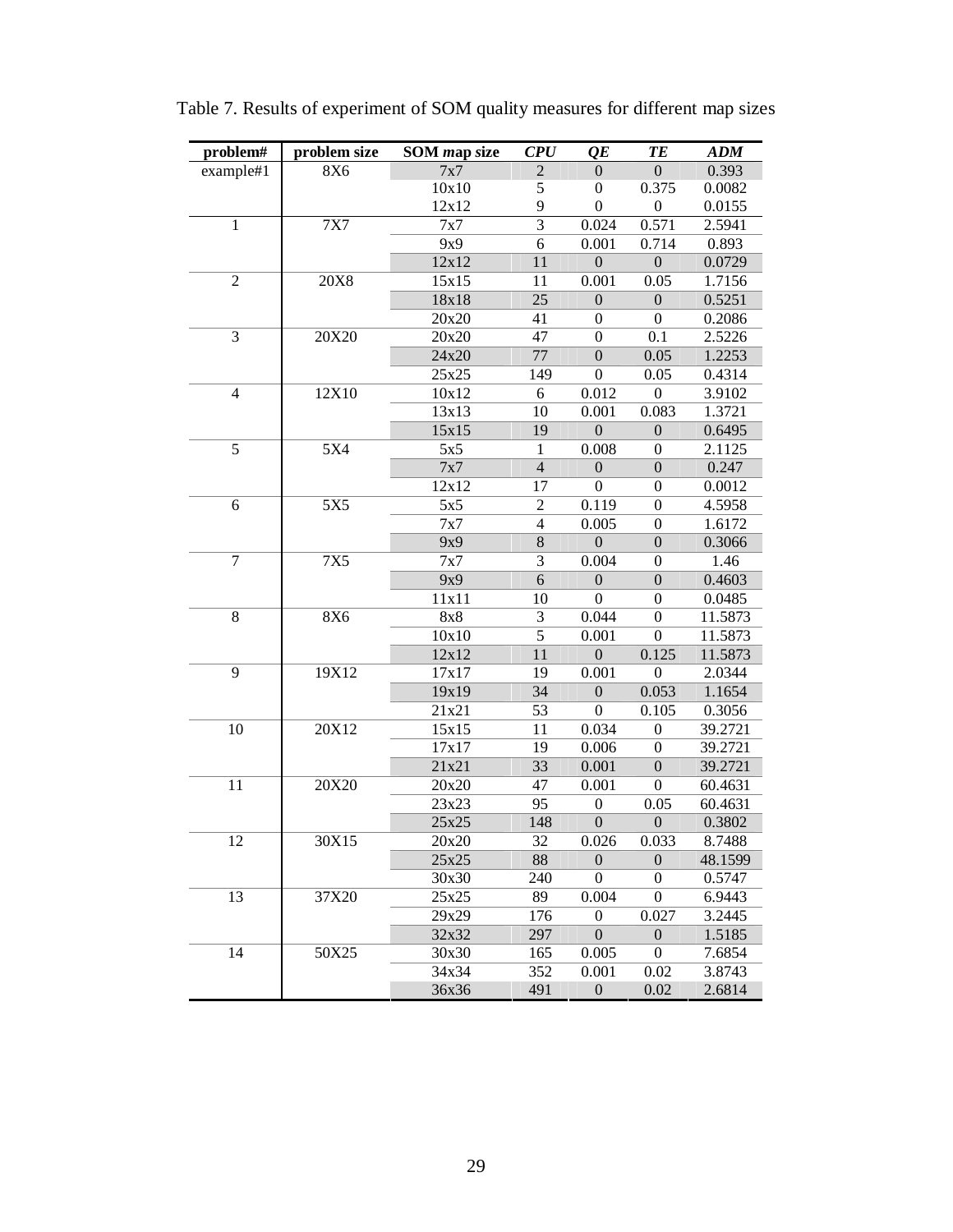Table 7. Results of experiment of SOM quality measures for different map sizes

| problem# | problem size | SOM *map size* | *CPU* | *QE* | *TE* | *ADM* |
|---|---|---|---|---|---|---|
| example#1 | 8X6 | 7x7 | 2 | 0 | 0 | 0.393 |
| | | 10x10 | 5 | 0 | 0.375 | 0.0082 |
| | | 12x12 | 9 | 0 | 0 | 0.0155 |
| 1 | 7X7 | 7x7 | 3 | 0.024 | 0.571 | 2.5941 |
| | | 9x9 | 6 | 0.001 | 0.714 | 0.893 |
| | | 12x12 | 11 | 0 | 0 | 0.0729 |
| 2 | 20X8 | 15x15 | 11 | 0.001 | 0.05 | 1.7156 |
| | | 18x18 | 25 | 0 | 0 | 0.5251 |
| | | 20x20 | 41 | 0 | 0 | 0.2086 |
| 3 | 20X20 | 20x20 | 47 | 0 | 0.1 | 2.5226 |
| | | 24x20 | 77 | 0 | 0.05 | 1.2253 |
| | | 25x25 | 149 | 0 | 0.05 | 0.4314 |
| 4 | 12X10 | 10x12 | 6 | 0.012 | 0 | 3.9102 |
| | | 13x13 | 10 | 0.001 | 0.083 | 1.3721 |
| | | 15x15 | 19 | 0 | 0 | 0.6495 |
| 5 | 5X4 | 5x5 | 1 | 0.008 | 0 | 2.1125 |
| | | 7x7 | 4 | 0 | 0 | 0.247 |
| | | 12x12 | 17 | 0 | 0 | 0.0012 |
| 6 | 5X5 | 5x5 | 2 | 0.119 | 0 | 4.5958 |
| | | 7x7 | 4 | 0.005 | 0 | 1.6172 |
| | | 9x9 | 8 | 0 | 0 | 0.3066 |
| 7 | 7X5 | 7x7 | 3 | 0.004 | 0 | 1.46 |
| | | 9x9 | 6 | 0 | 0 | 0.4603 |
| | | 11x11 | 10 | 0 | 0 | 0.0485 |
| 8 | 8X6 | 8x8 | 3 | 0.044 | 0 | 11.5873 |
| | | 10x10 | 5 | 0.001 | 0 | 11.5873 |
| | | 12x12 | 11 | 0 | 0.125 | 11.5873 |
| 9 | 19X12 | 17x17 | 19 | 0.001 | 0 | 2.0344 |
| | | 19x19 | 34 | 0 | 0.053 | 1.1654 |
| | | 21x21 | 53 | 0 | 0.105 | 0.3056 |
| 10 | 20X12 | 15x15 | 11 | 0.034 | 0 | 39.2721 |
| | | 17x17 | 19 | 0.006 | 0 | 39.2721 |
| | | 21x21 | 33 | 0.001 | 0 | 39.2721 |
| 11 | 20X20 | 20x20 | 47 | 0.001 | 0 | 60.4631 |
| | | 23x23 | 95 | 0 | 0.05 | 60.4631 |
| | | 25x25 | 148 | 0 | 0 | 0.3802 |
| 12 | 30X15 | 20x20 | 32 | 0.026 | 0.033 | 8.7488 |
| | | 25x25 | 88 | 0 | 0 | 48.1599 |
| | | 30x30 | 240 | 0 | 0 | 0.5747 |
| 13 | 37X20 | 25x25 | 89 | 0.004 | 0 | 6.9443 |
| | | 29x29 | 176 | 0 | 0.027 | 3.2445 |
| | | 32x32 | 297 | 0 | 0 | 1.5185 |
| 14 | 50X25 | 30x30 | 165 | 0.005 | 0 | 7.6854 |
| | | 34x34 | 352 | 0.001 | 0.02 | 3.8743 |
| | | 36x36 | 491 | 0 | 0.02 | 2.6814 |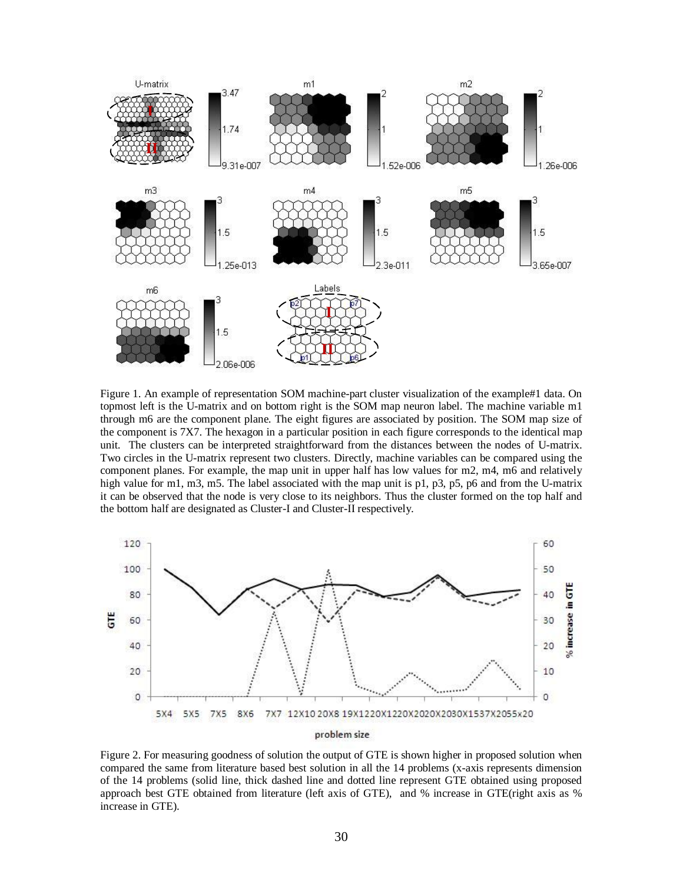Figure 1. An example of representation SOM machine-part cluster visualization of the example#1 data. On topmost left is the U-matrix and on bottom right is the SOM map neuron label. The machine variable m1 through m6 are the component plane. The eight figures are associated by position. The SOM map size of the component is 7X7. The hexagon in a particular position in each figure corresponds to the identical map unit. The clusters can be interpreted straightforward from the distances between the nodes of U-matrix. Two circles in the U-matrix represent two clusters. Directly, machine variables can be compared using the component planes. For example, the map unit in upper half has low values for m2, m4, m6 and relatively high value for m1, m3, m5. The label associated with the map unit is p1, p3, p5, p6 and from the U-matrix it can be observed that the node is very close to its neighbors. Thus the cluster formed on the top half and the bottom half are designated as Cluster-I and Cluster-II respectively.

Figure 2. For measuring goodness of solution the output of GTE is shown higher in proposed solution when compared the same from literature based best solution in all the 14 problems (x-axis represents dimension of the 14 problems (solid line, thick dashed line and dotted line represent GTE obtained using proposed approach best GTE obtained from literature (left axis of GTE), and % increase in GTE(right axis as % increase in GTE).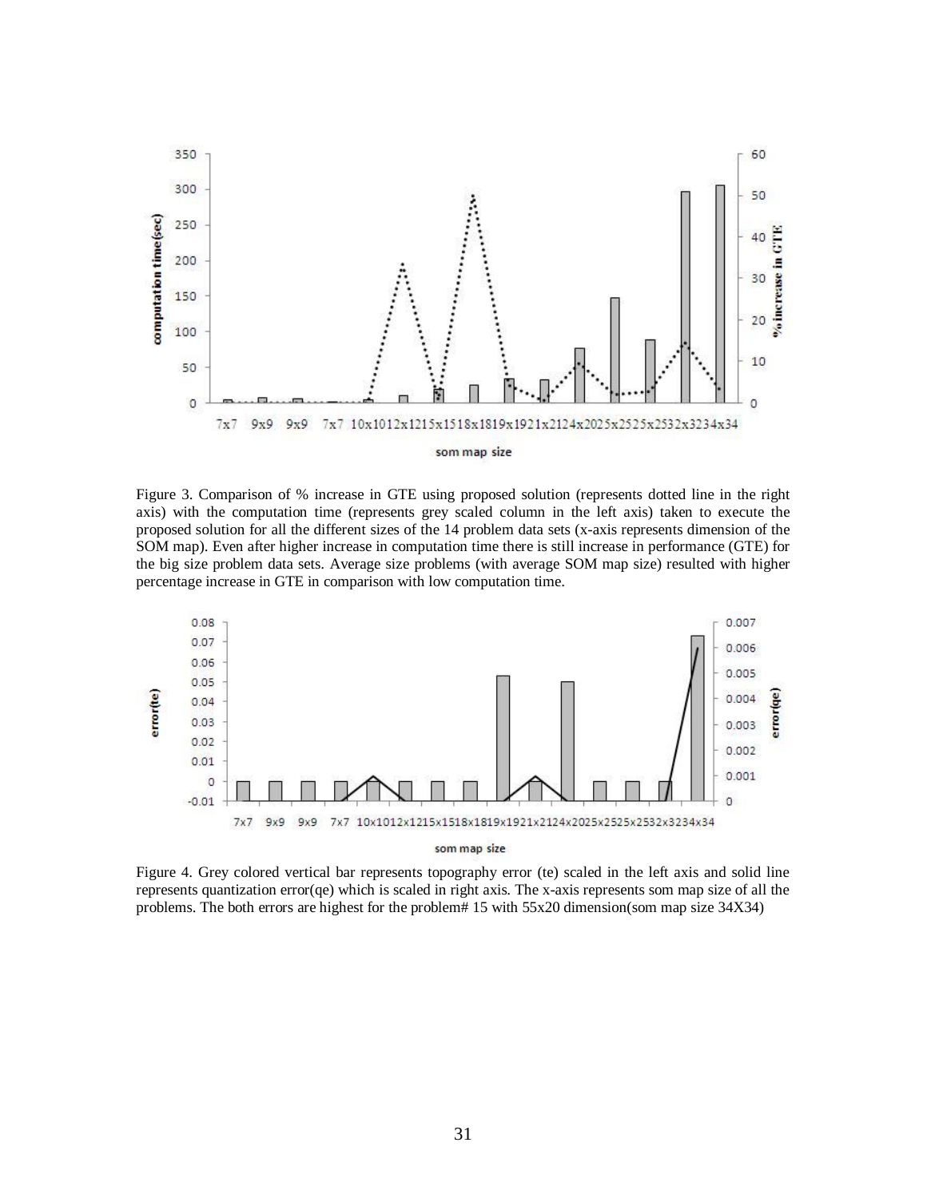Figure 3. Comparison of % increase in GTE using proposed solution (represents dotted line in the right axis) with the computation time (represents grey scaled column in the left axis) taken to execute the proposed solution for all the different sizes of the 14 problem data sets (x-axis represents dimension of the SOM map). Even after higher increase in computation time there is still increase in performance (GTE) for the big size problem data sets. Average size problems (with average SOM map size) resulted with higher percentage increase in GTE in comparison with low computation time.

Figure 4. Grey colored vertical bar represents topography error (te) scaled in the left axis and solid line represents quantization error(qe) which is scaled in right axis. The x-axis represents som map size of all the problems. The both errors are highest for the problem# 15 with 55x20 dimension(som map size 34X34)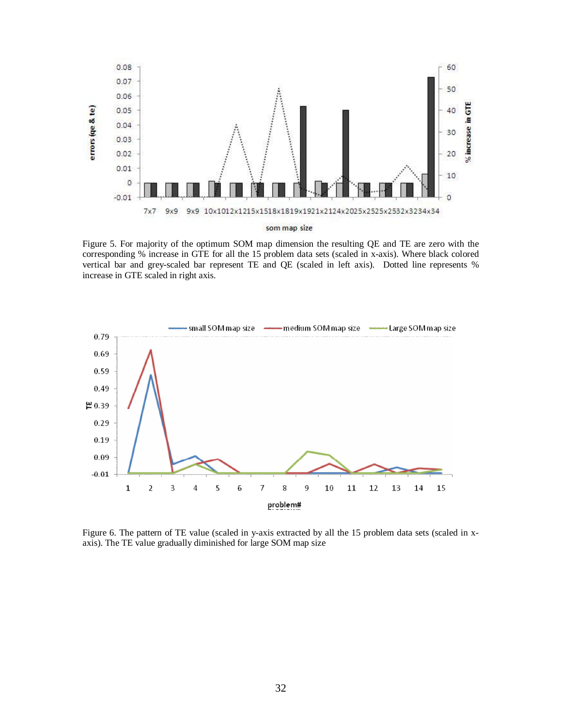Figure 5. For majority of the optimum SOM map dimension the resulting QE and TE are zero with the corresponding % increase in GTE for all the 15 problem data sets (scaled in x-axis). Where black colored vertical bar and grey-scaled bar represent TE and QE (scaled in left axis). Dotted line represents % increase in GTE scaled in right axis.

Figure 6. The pattern of TE value (scaled in y-axis extracted by all the 15 problem data sets (scaled in x-axis). The TE value gradually diminished for large SOM map size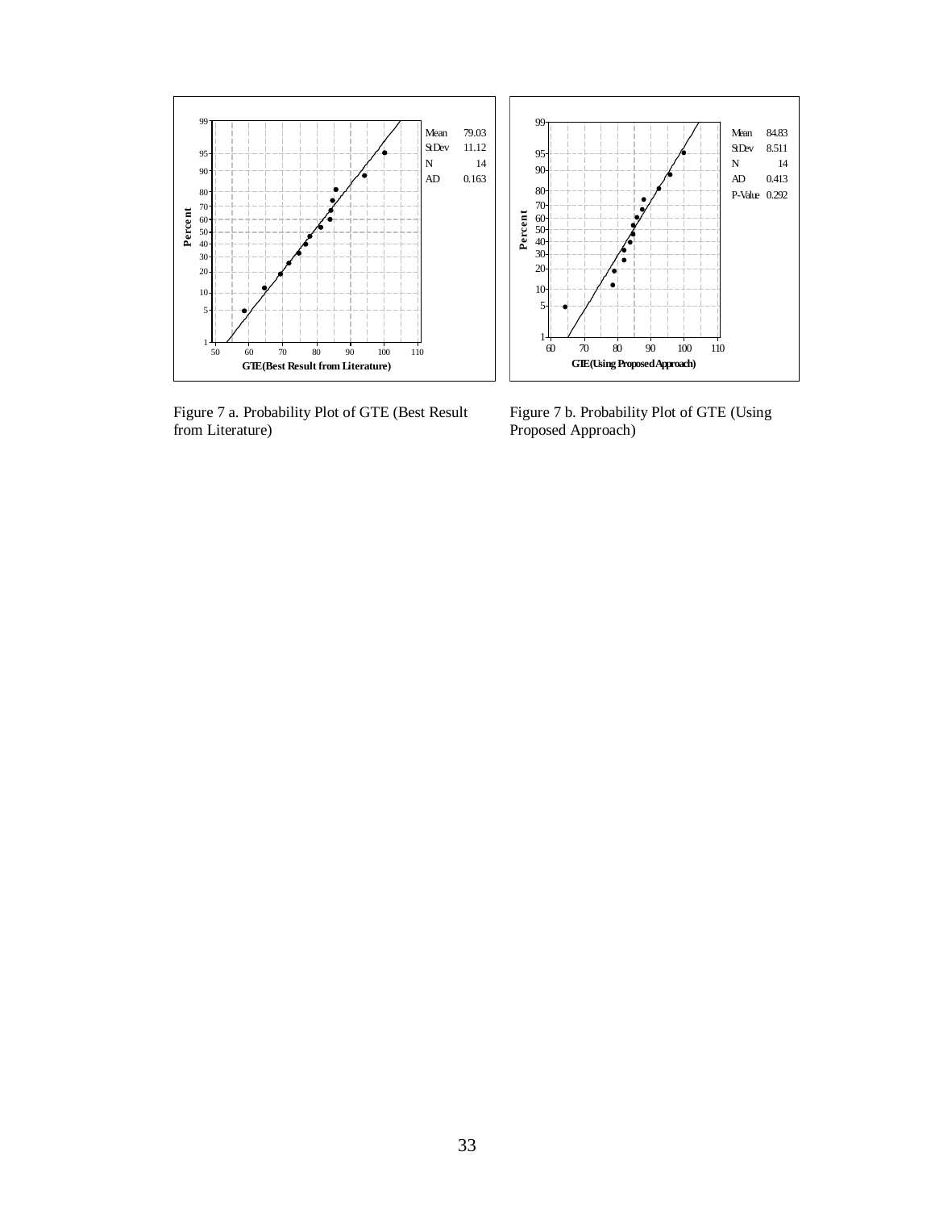99

95

90

80

70

60

50

40

30

20

10

5

1

Percent

50 60 70 80 90 100 110

GTE(Best Result from Literature)

Mean 79.03

StDev 11.12

N 14

AD 0.163

99

95

90

80

70

60

50

40

30

20

10

5

1

Percent

60 70 80 90 100 110

GTE(Using Proposed Approach)

Mean 84.83

StDev 8.511

N 14

AD 0.413

P-Value 0.292

Figure 7 a. Probability Plot of GTE (Best Result from Literature)

Figure 7 b. Probability Plot of GTE (Using Proposed Approach)